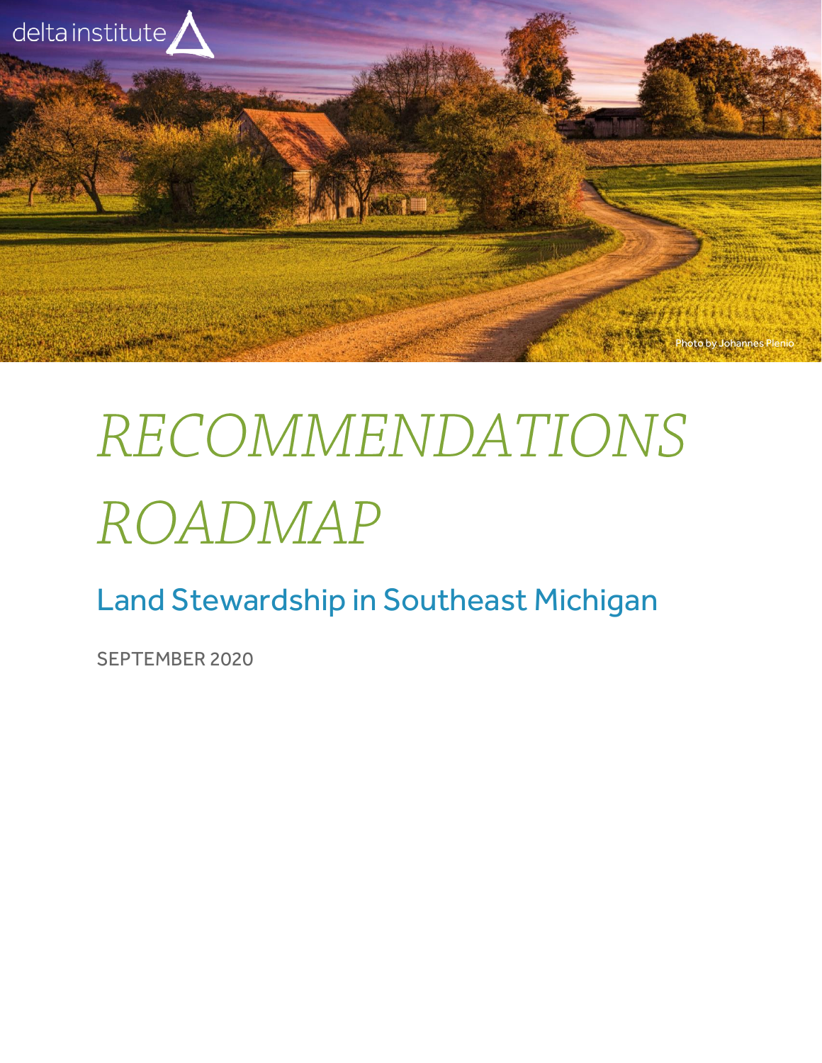delta institute

Photo by Johannes Plenio

# *RECOMMENDATIONS ROADMAP*

## Land Stewardship in Southeast Michigan

SEPTEMBER 2020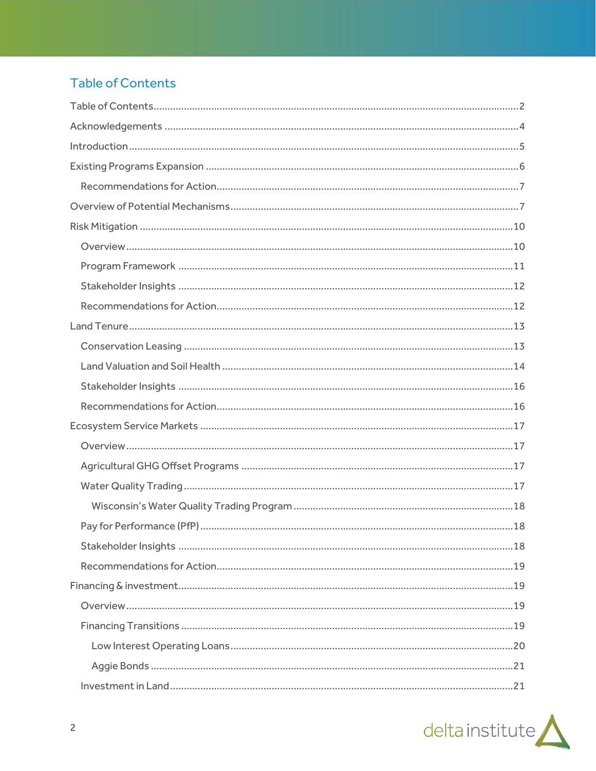## Table of Contents

Table of Contents ..... 2

Acknowledgements ..... 4

Introduction ..... 5

Existing Programs Expansion ..... 6

- Recommendations for Action ..... 7

Overview of Potential Mechanisms ..... 7

Risk Mitigation ..... 10

- Overview ..... 10
- Program Framework ..... 11
- Stakeholder Insights ..... 12
- Recommendations for Action ..... 12

Land Tenure ..... 13

- Conservation Leasing ..... 13
- Land Valuation and Soil Health ..... 14
- Stakeholder Insights ..... 16
- Recommendations for Action ..... 16

Ecosystem Service Markets ..... 17

- Overview ..... 17
- Agricultural GHG Offset Programs ..... 17
- Water Quality Trading ..... 17
  - Wisconsin's Water Quality Trading Program ..... 18
- Pay for Performance (PfP) ..... 18
- Stakeholder Insights ..... 18
- Recommendations for Action ..... 19

Financing & investment ..... 19

- Overview ..... 19
- Financing Transitions ..... 19
  - Low Interest Operating Loans ..... 20
  - Aggie Bonds ..... 21
- Investment in Land ..... 21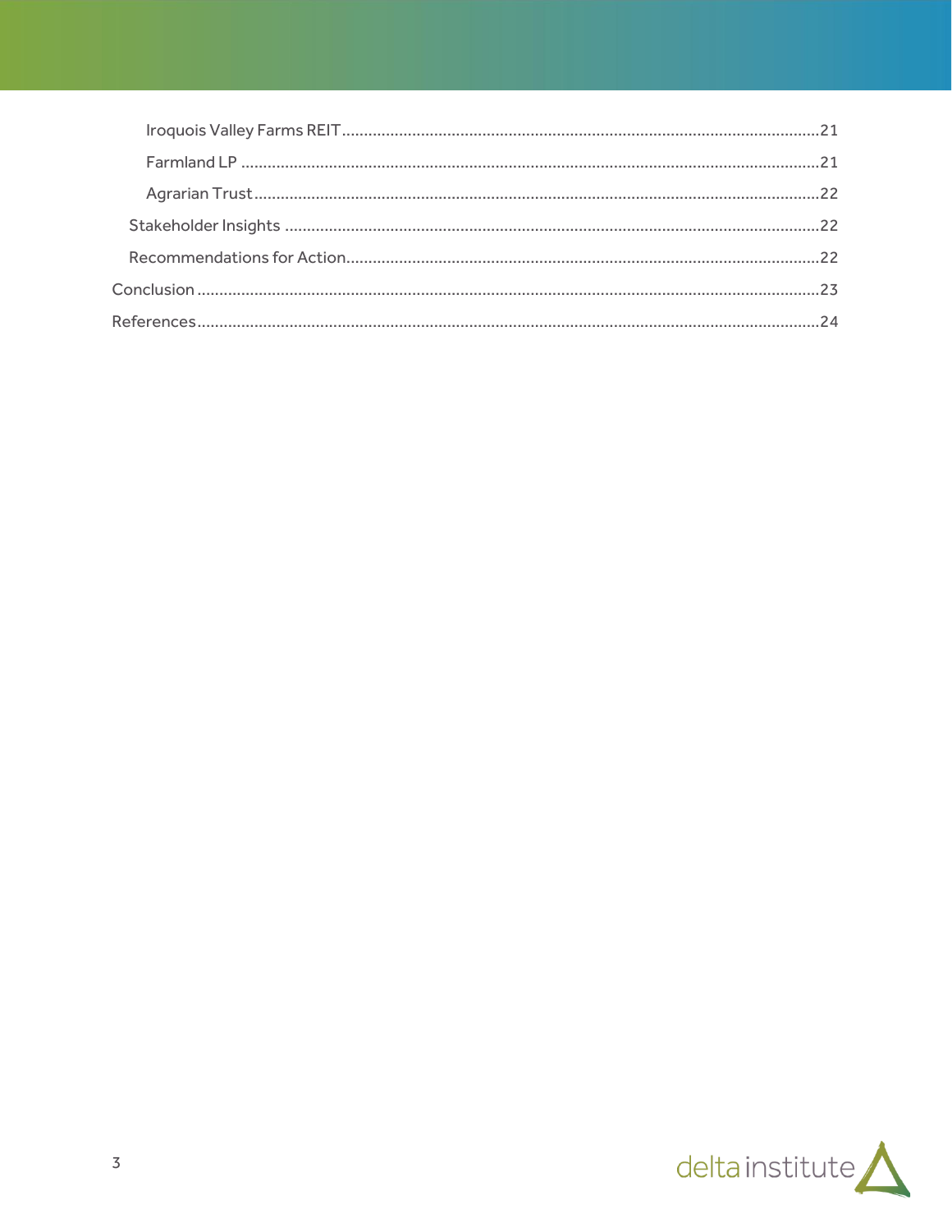- Iroquois Valley Farms REIT ........ 21
- Farmland LP ........ 21
- Agrarian Trust ........ 22
- Stakeholder Insights ........ 22
- Recommendations for Action ........ 22
- Conclusion ........ 23
- References ........ 24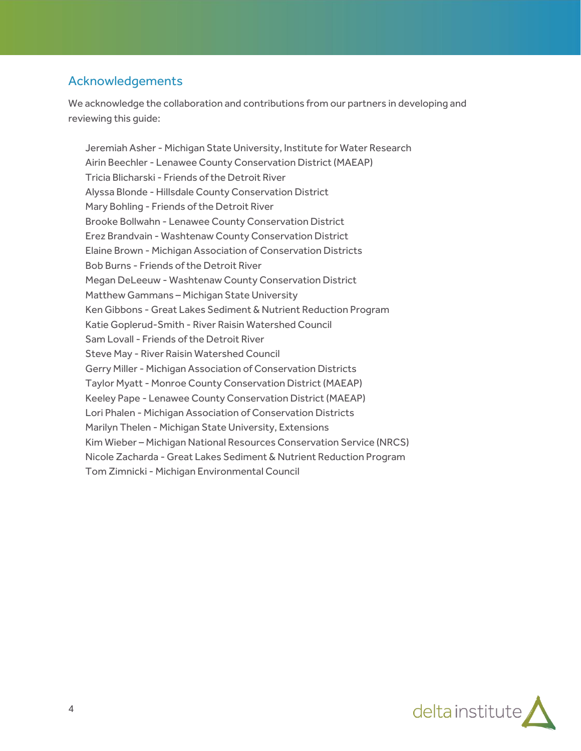## Acknowledgements

We acknowledge the collaboration and contributions from our partners in developing and reviewing this guide:

Jeremiah Asher - Michigan State University, Institute for Water Research
Airin Beechler - Lenawee County Conservation District (MAEAP)
Tricia Blicharski - Friends of the Detroit River
Alyssa Blonde - Hillsdale County Conservation District
Mary Bohling - Friends of the Detroit River
Brooke Bollwahn - Lenawee County Conservation District
Erez Brandvain - Washtenaw County Conservation District
Elaine Brown - Michigan Association of Conservation Districts
Bob Burns - Friends of the Detroit River
Megan DeLeeuw - Washtenaw County Conservation District
Matthew Gammans – Michigan State University
Ken Gibbons - Great Lakes Sediment & Nutrient Reduction Program
Katie Goplerud-Smith - River Raisin Watershed Council
Sam Lovall - Friends of the Detroit River
Steve May - River Raisin Watershed Council
Gerry Miller - Michigan Association of Conservation Districts
Taylor Myatt - Monroe County Conservation District (MAEAP)
Keeley Pape - Lenawee County Conservation District (MAEAP)
Lori Phalen - Michigan Association of Conservation Districts
Marilyn Thelen - Michigan State University, Extensions
Kim Wieber – Michigan National Resources Conservation Service (NRCS)
Nicole Zacharda - Great Lakes Sediment & Nutrient Reduction Program
Tom Zimnicki - Michigan Environmental Council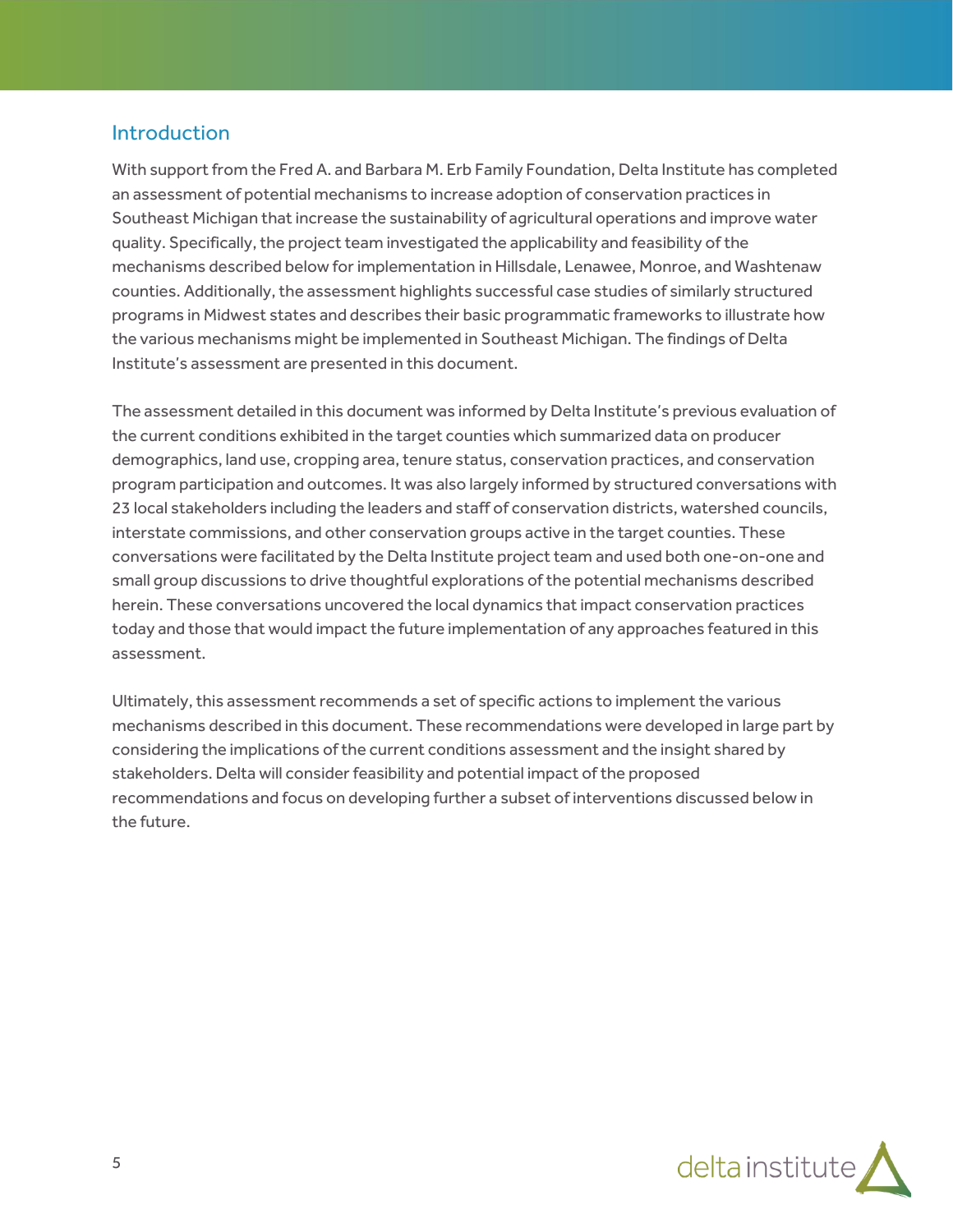## Introduction

With support from the Fred A. and Barbara M. Erb Family Foundation, Delta Institute has completed an assessment of potential mechanisms to increase adoption of conservation practices in Southeast Michigan that increase the sustainability of agricultural operations and improve water quality. Specifically, the project team investigated the applicability and feasibility of the mechanisms described below for implementation in Hillsdale, Lenawee, Monroe, and Washtenaw counties. Additionally, the assessment highlights successful case studies of similarly structured programs in Midwest states and describes their basic programmatic frameworks to illustrate how the various mechanisms might be implemented in Southeast Michigan. The findings of Delta Institute's assessment are presented in this document.

The assessment detailed in this document was informed by Delta Institute's previous evaluation of the current conditions exhibited in the target counties which summarized data on producer demographics, land use, cropping area, tenure status, conservation practices, and conservation program participation and outcomes. It was also largely informed by structured conversations with 23 local stakeholders including the leaders and staff of conservation districts, watershed councils, interstate commissions, and other conservation groups active in the target counties. These conversations were facilitated by the Delta Institute project team and used both one-on-one and small group discussions to drive thoughtful explorations of the potential mechanisms described herein. These conversations uncovered the local dynamics that impact conservation practices today and those that would impact the future implementation of any approaches featured in this assessment.

Ultimately, this assessment recommends a set of specific actions to implement the various mechanisms described in this document. These recommendations were developed in large part by considering the implications of the current conditions assessment and the insight shared by stakeholders. Delta will consider feasibility and potential impact of the proposed recommendations and focus on developing further a subset of interventions discussed below in the future.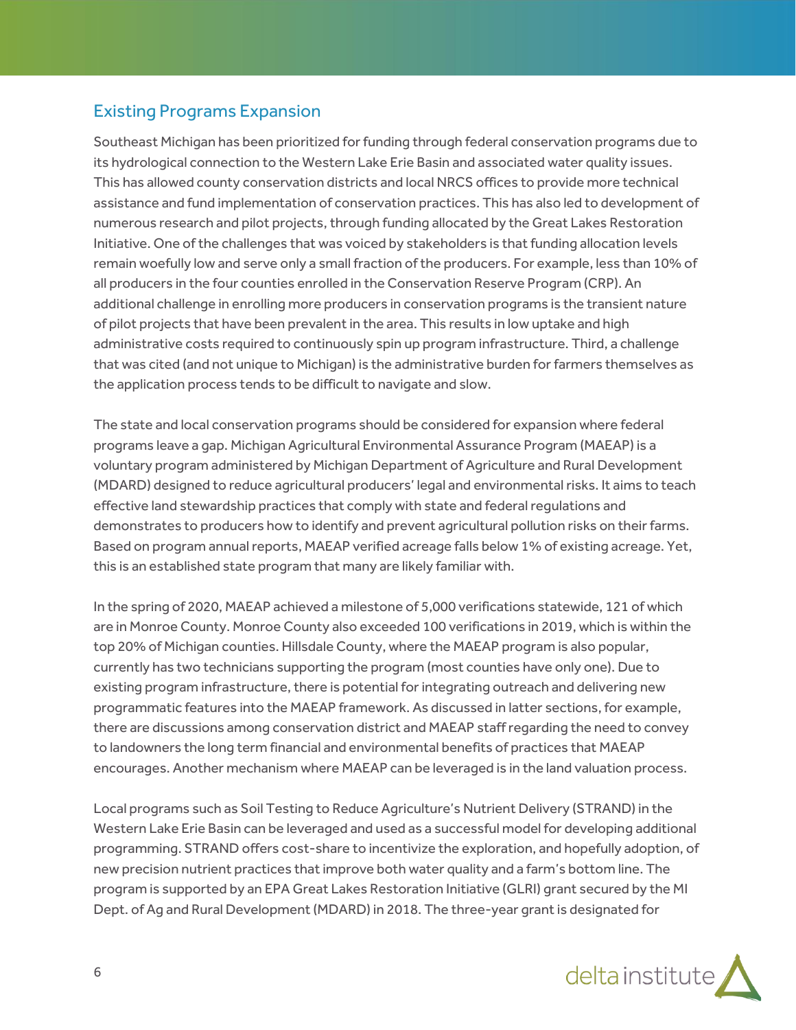## Existing Programs Expansion

Southeast Michigan has been prioritized for funding through federal conservation programs due to its hydrological connection to the Western Lake Erie Basin and associated water quality issues. This has allowed county conservation districts and local NRCS offices to provide more technical assistance and fund implementation of conservation practices. This has also led to development of numerous research and pilot projects, through funding allocated by the Great Lakes Restoration Initiative. One of the challenges that was voiced by stakeholders is that funding allocation levels remain woefully low and serve only a small fraction of the producers. For example, less than 10% of all producers in the four counties enrolled in the Conservation Reserve Program (CRP). An additional challenge in enrolling more producers in conservation programs is the transient nature of pilot projects that have been prevalent in the area. This results in low uptake and high administrative costs required to continuously spin up program infrastructure. Third, a challenge that was cited (and not unique to Michigan) is the administrative burden for farmers themselves as the application process tends to be difficult to navigate and slow.

The state and local conservation programs should be considered for expansion where federal programs leave a gap. Michigan Agricultural Environmental Assurance Program (MAEAP) is a voluntary program administered by Michigan Department of Agriculture and Rural Development (MDARD) designed to reduce agricultural producers' legal and environmental risks. It aims to teach effective land stewardship practices that comply with state and federal regulations and demonstrates to producers how to identify and prevent agricultural pollution risks on their farms. Based on program annual reports, MAEAP verified acreage falls below 1% of existing acreage. Yet, this is an established state program that many are likely familiar with.

In the spring of 2020, MAEAP achieved a milestone of 5,000 verifications statewide, 121 of which are in Monroe County. Monroe County also exceeded 100 verifications in 2019, which is within the top 20% of Michigan counties. Hillsdale County, where the MAEAP program is also popular, currently has two technicians supporting the program (most counties have only one). Due to existing program infrastructure, there is potential for integrating outreach and delivering new programmatic features into the MAEAP framework. As discussed in latter sections, for example, there are discussions among conservation district and MAEAP staff regarding the need to convey to landowners the long term financial and environmental benefits of practices that MAEAP encourages. Another mechanism where MAEAP can be leveraged is in the land valuation process.

Local programs such as Soil Testing to Reduce Agriculture's Nutrient Delivery (STRAND) in the Western Lake Erie Basin can be leveraged and used as a successful model for developing additional programming. STRAND offers cost-share to incentivize the exploration, and hopefully adoption, of new precision nutrient practices that improve both water quality and a farm's bottom line. The program is supported by an EPA Great Lakes Restoration Initiative (GLRI) grant secured by the MI Dept. of Ag and Rural Development (MDARD) in 2018. The three-year grant is designated for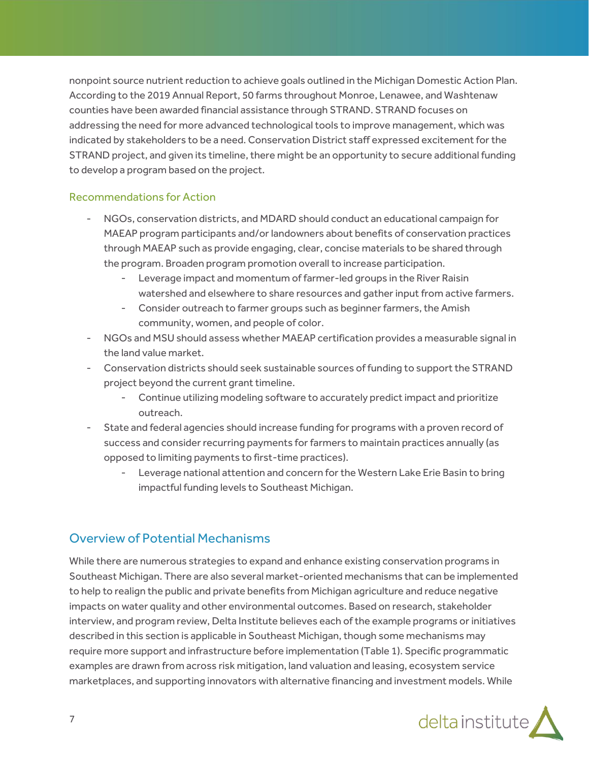nonpoint source nutrient reduction to achieve goals outlined in the Michigan Domestic Action Plan. According to the 2019 Annual Report, 50 farms throughout Monroe, Lenawee, and Washtenaw counties have been awarded financial assistance through STRAND. STRAND focuses on addressing the need for more advanced technological tools to improve management, which was indicated by stakeholders to be a need. Conservation District staff expressed excitement for the STRAND project, and given its timeline, there might be an opportunity to secure additional funding to develop a program based on the project.

### Recommendations for Action

- NGOs, conservation districts, and MDARD should conduct an educational campaign for MAEAP program participants and/or landowners about benefits of conservation practices through MAEAP such as provide engaging, clear, concise materials to be shared through the program. Broaden program promotion overall to increase participation.
    - Leverage impact and momentum of farmer-led groups in the River Raisin watershed and elsewhere to share resources and gather input from active farmers.
    - Consider outreach to farmer groups such as beginner farmers, the Amish community, women, and people of color.
- NGOs and MSU should assess whether MAEAP certification provides a measurable signal in the land value market.
- Conservation districts should seek sustainable sources of funding to support the STRAND project beyond the current grant timeline.
    - Continue utilizing modeling software to accurately predict impact and prioritize outreach.
- State and federal agencies should increase funding for programs with a proven record of success and consider recurring payments for farmers to maintain practices annually (as opposed to limiting payments to first-time practices).
    - Leverage national attention and concern for the Western Lake Erie Basin to bring impactful funding levels to Southeast Michigan.

## Overview of Potential Mechanisms

While there are numerous strategies to expand and enhance existing conservation programs in Southeast Michigan. There are also several market-oriented mechanisms that can be implemented to help to realign the public and private benefits from Michigan agriculture and reduce negative impacts on water quality and other environmental outcomes. Based on research, stakeholder interview, and program review, Delta Institute believes each of the example programs or initiatives described in this section is applicable in Southeast Michigan, though some mechanisms may require more support and infrastructure before implementation (Table 1). Specific programmatic examples are drawn from across risk mitigation, land valuation and leasing, ecosystem service marketplaces, and supporting innovators with alternative financing and investment models. While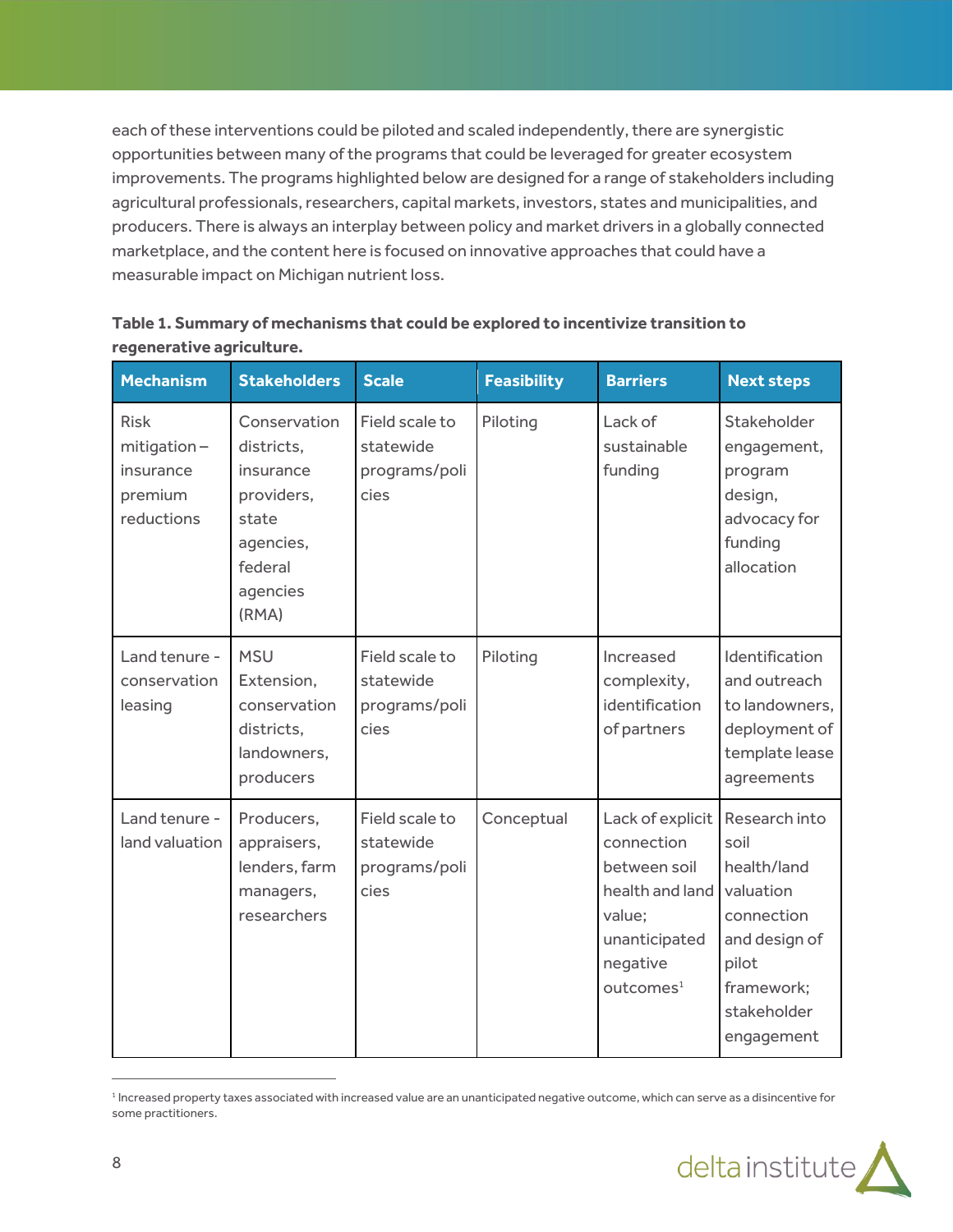each of these interventions could be piloted and scaled independently, there are synergistic opportunities between many of the programs that could be leveraged for greater ecosystem improvements. The programs highlighted below are designed for a range of stakeholders including agricultural professionals, researchers, capital markets, investors, states and municipalities, and producers. There is always an interplay between policy and market drivers in a globally connected marketplace, and the content here is focused on innovative approaches that could have a measurable impact on Michigan nutrient loss.

**Table 1. Summary of mechanisms that could be explored to incentivize transition to regenerative agriculture.**

| Mechanism | Stakeholders | Scale | Feasibility | Barriers | Next steps |
|---|---|---|---|---|---|
| Risk mitigation – insurance premium reductions | Conservation districts, insurance providers, state agencies, federal agencies (RMA) | Field scale to statewide programs/policies | Piloting | Lack of sustainable funding | Stakeholder engagement, program design, advocacy for funding allocation |
| Land tenure - conservation leasing | MSU Extension, conservation districts, landowners, producers | Field scale to statewide programs/policies | Piloting | Increased complexity, identification of partners | Identification and outreach to landowners, deployment of template lease agreements |
| Land tenure - land valuation | Producers, appraisers, lenders, farm managers, researchers | Field scale to statewide programs/policies | Conceptual | Lack of explicit connection between soil health and land value; unanticipated negative outcomes[1] | Research into soil health/land valuation connection and design of pilot framework; stakeholder engagement |

[1] Increased property taxes associated with increased value are an unanticipated negative outcome, which can serve as a disincentive for some practitioners.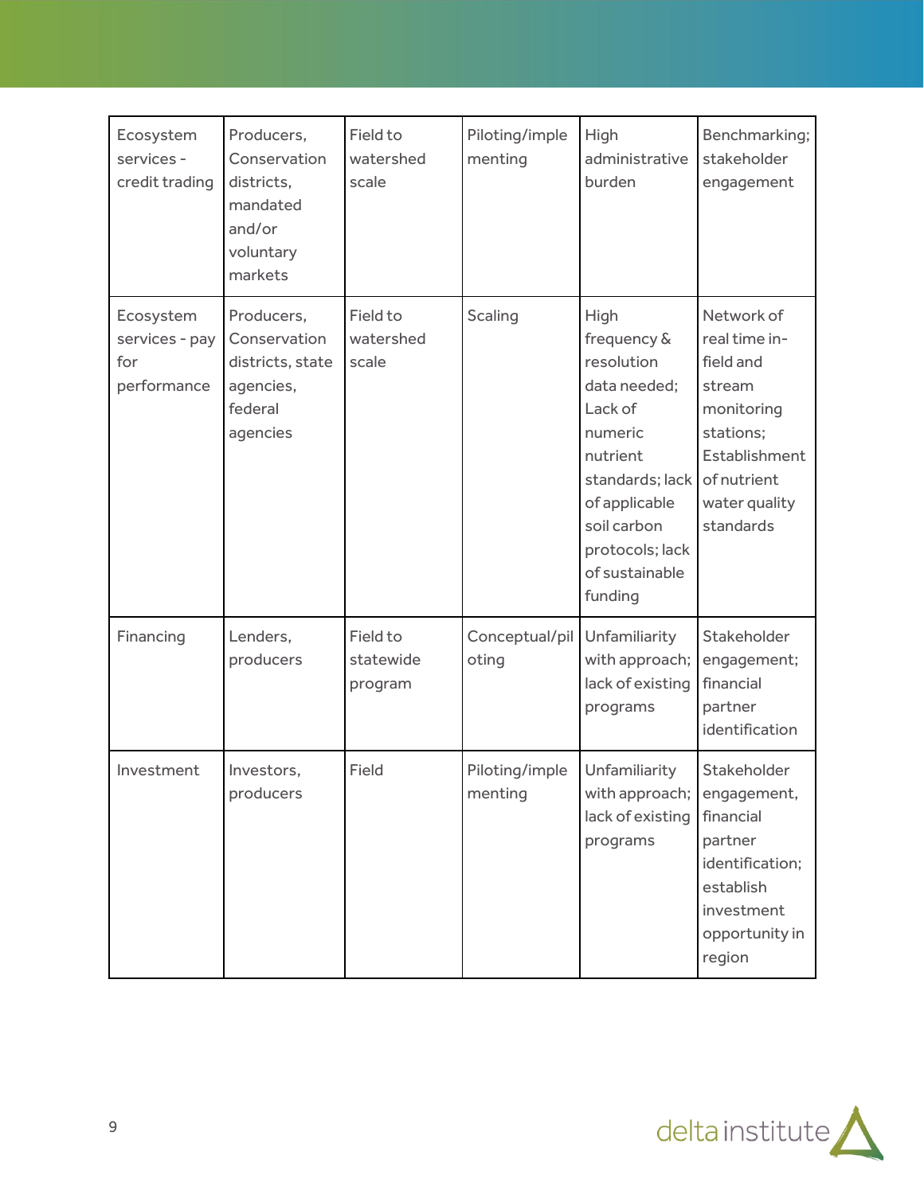| | | | | | |
|---|---|---|---|---|---|
| Ecosystem services - credit trading | Producers, Conservation districts, mandated and/or voluntary markets | Field to watershed scale | Piloting/implementing | High administrative burden | Benchmarking; stakeholder engagement |
| Ecosystem services - pay for performance | Producers, Conservation districts, state agencies, federal agencies | Field to watershed scale | Scaling | High frequency & resolution data needed; Lack of numeric nutrient standards; lack of applicable soil carbon protocols; lack of sustainable funding | Network of real time in-field and stream monitoring stations; Establishment of nutrient water quality standards |
| Financing | Lenders, producers | Field to statewide program | Conceptual/piloting | Unfamiliarity with approach; lack of existing programs | Stakeholder engagement; financial partner identification |
| Investment | Investors, producers | Field | Piloting/implementing | Unfamiliarity with approach; lack of existing programs | Stakeholder engagement, financial partner identification; establish investment opportunity in region |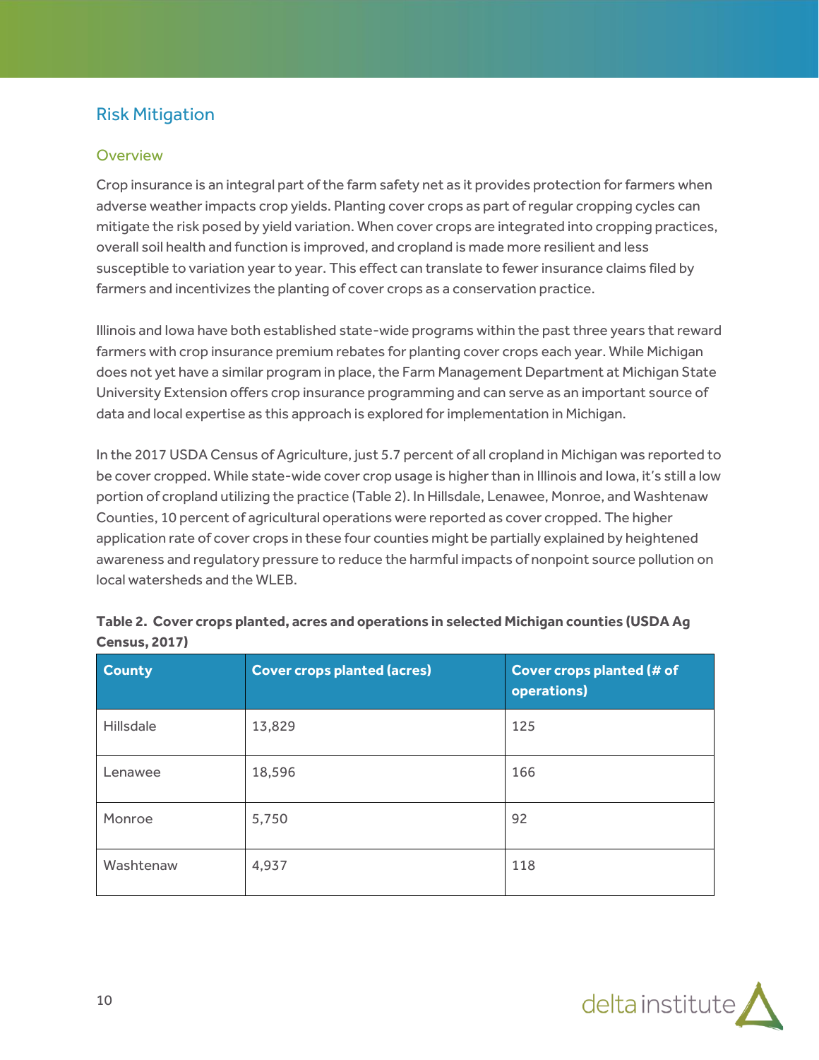## Risk Mitigation

### Overview

Crop insurance is an integral part of the farm safety net as it provides protection for farmers when adverse weather impacts crop yields. Planting cover crops as part of regular cropping cycles can mitigate the risk posed by yield variation. When cover crops are integrated into cropping practices, overall soil health and function is improved, and cropland is made more resilient and less susceptible to variation year to year. This effect can translate to fewer insurance claims filed by farmers and incentivizes the planting of cover crops as a conservation practice.

Illinois and Iowa have both established state-wide programs within the past three years that reward farmers with crop insurance premium rebates for planting cover crops each year. While Michigan does not yet have a similar program in place, the Farm Management Department at Michigan State University Extension offers crop insurance programming and can serve as an important source of data and local expertise as this approach is explored for implementation in Michigan.

In the 2017 USDA Census of Agriculture, just 5.7 percent of all cropland in Michigan was reported to be cover cropped. While state-wide cover crop usage is higher than in Illinois and Iowa, it's still a low portion of cropland utilizing the practice (Table 2). In Hillsdale, Lenawee, Monroe, and Washtenaw Counties, 10 percent of agricultural operations were reported as cover cropped. The higher application rate of cover crops in these four counties might be partially explained by heightened awareness and regulatory pressure to reduce the harmful impacts of nonpoint source pollution on local watersheds and the WLEB.

**Table 2. Cover crops planted, acres and operations in selected Michigan counties (USDA Ag Census, 2017)**

| County | Cover crops planted (acres) | Cover crops planted (# of operations) |
|---|---|---|
| Hillsdale | 13,829 | 125 |
| Lenawee | 18,596 | 166 |
| Monroe | 5,750 | 92 |
| Washtenaw | 4,937 | 118 |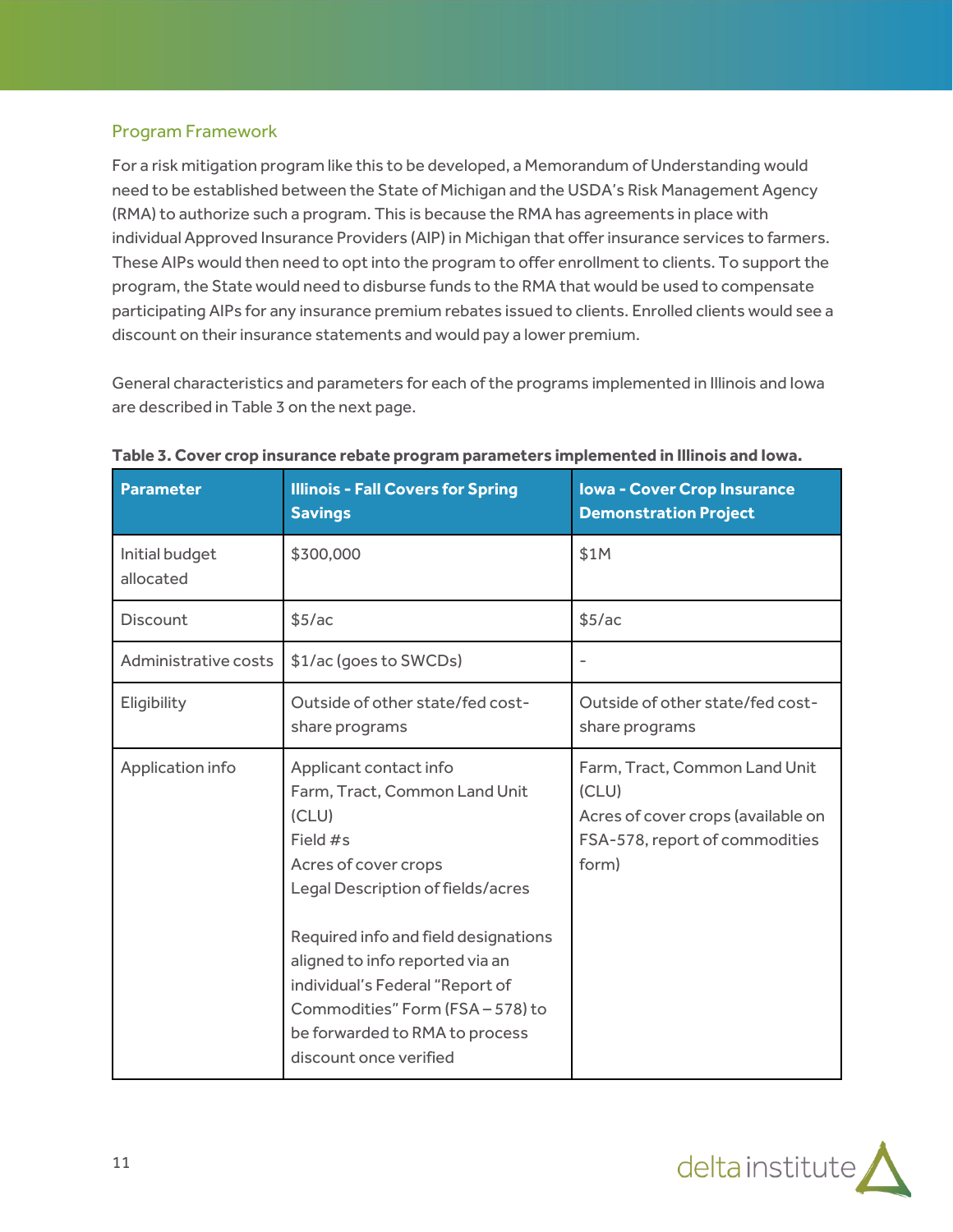## Program Framework

For a risk mitigation program like this to be developed, a Memorandum of Understanding would need to be established between the State of Michigan and the USDA's Risk Management Agency (RMA) to authorize such a program. This is because the RMA has agreements in place with individual Approved Insurance Providers (AIP) in Michigan that offer insurance services to farmers. These AIPs would then need to opt into the program to offer enrollment to clients. To support the program, the State would need to disburse funds to the RMA that would be used to compensate participating AIPs for any insurance premium rebates issued to clients. Enrolled clients would see a discount on their insurance statements and would pay a lower premium.

General characteristics and parameters for each of the programs implemented in Illinois and Iowa are described in Table 3 on the next page.

**Table 3. Cover crop insurance rebate program parameters implemented in Illinois and Iowa.**

| Parameter | Illinois - Fall Covers for Spring Savings | Iowa - Cover Crop Insurance Demonstration Project |
|---|---|---|
| Initial budget allocated | $300,000 | $1M |
| Discount | $5/ac | $5/ac |
| Administrative costs | $1/ac (goes to SWCDs) | - |
| Eligibility | Outside of other state/fed cost-share programs | Outside of other state/fed cost-share programs |
| Application info | Applicant contact info<br>Farm, Tract, Common Land Unit (CLU)<br>Field #s<br>Acres of cover crops<br>Legal Description of fields/acres<br><br>Required info and field designations aligned to info reported via an individual's Federal "Report of Commodities" Form (FSA – 578) to be forwarded to RMA to process discount once verified | Farm, Tract, Common Land Unit (CLU)<br>Acres of cover crops (available on FSA-578, report of commodities form) |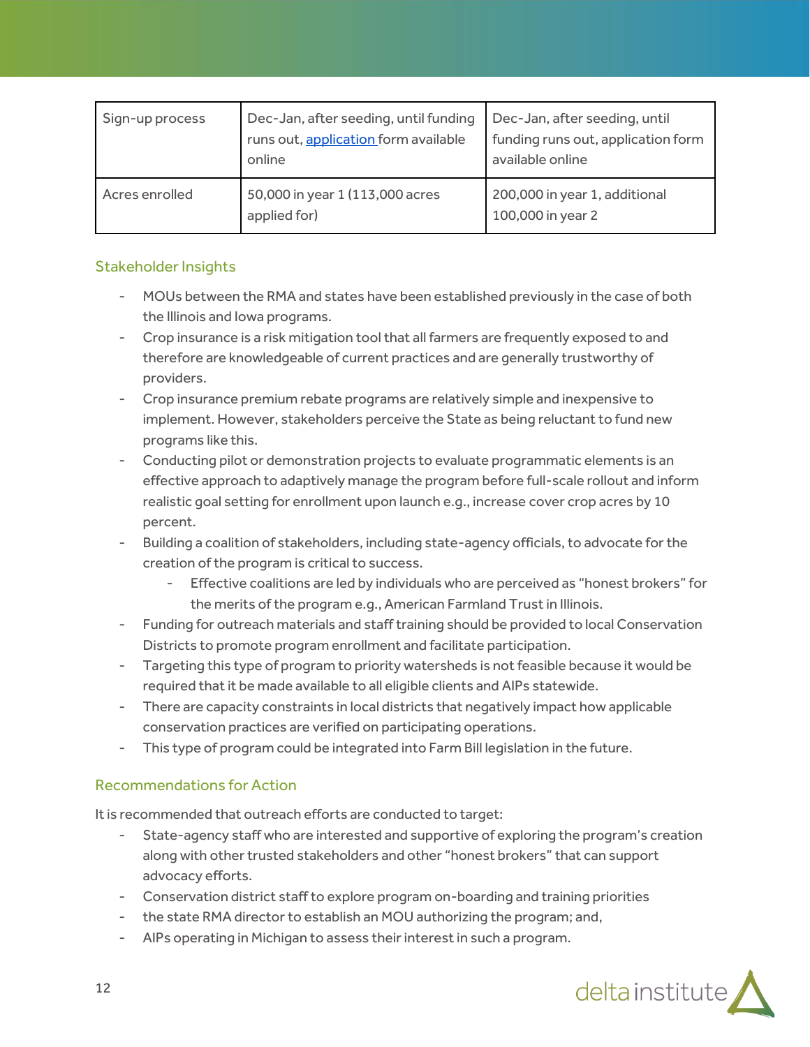| Sign-up process | Dec-Jan, after seeding, until funding runs out, application form available online | Dec-Jan, after seeding, until funding runs out, application form available online |
| --- | --- | --- |
| Acres enrolled | 50,000 in year 1 (113,000 acres applied for) | 200,000 in year 1, additional 100,000 in year 2 |

## Stakeholder Insights

- MOUs between the RMA and states have been established previously in the case of both the Illinois and Iowa programs.
- Crop insurance is a risk mitigation tool that all farmers are frequently exposed to and therefore are knowledgeable of current practices and are generally trustworthy of providers.
- Crop insurance premium rebate programs are relatively simple and inexpensive to implement. However, stakeholders perceive the State as being reluctant to fund new programs like this.
- Conducting pilot or demonstration projects to evaluate programmatic elements is an effective approach to adaptively manage the program before full-scale rollout and inform realistic goal setting for enrollment upon launch e.g., increase cover crop acres by 10 percent.
- Building a coalition of stakeholders, including state-agency officials, to advocate for the creation of the program is critical to success.
    - Effective coalitions are led by individuals who are perceived as "honest brokers" for the merits of the program e.g., American Farmland Trust in Illinois.
- Funding for outreach materials and staff training should be provided to local Conservation Districts to promote program enrollment and facilitate participation.
- Targeting this type of program to priority watersheds is not feasible because it would be required that it be made available to all eligible clients and AIPs statewide.
- There are capacity constraints in local districts that negatively impact how applicable conservation practices are verified on participating operations.
- This type of program could be integrated into Farm Bill legislation in the future.

## Recommendations for Action

It is recommended that outreach efforts are conducted to target:

- State-agency staff who are interested and supportive of exploring the program's creation along with other trusted stakeholders and other "honest brokers" that can support advocacy efforts.
- Conservation district staff to explore program on-boarding and training priorities
- the state RMA director to establish an MOU authorizing the program; and,
- AIPs operating in Michigan to assess their interest in such a program.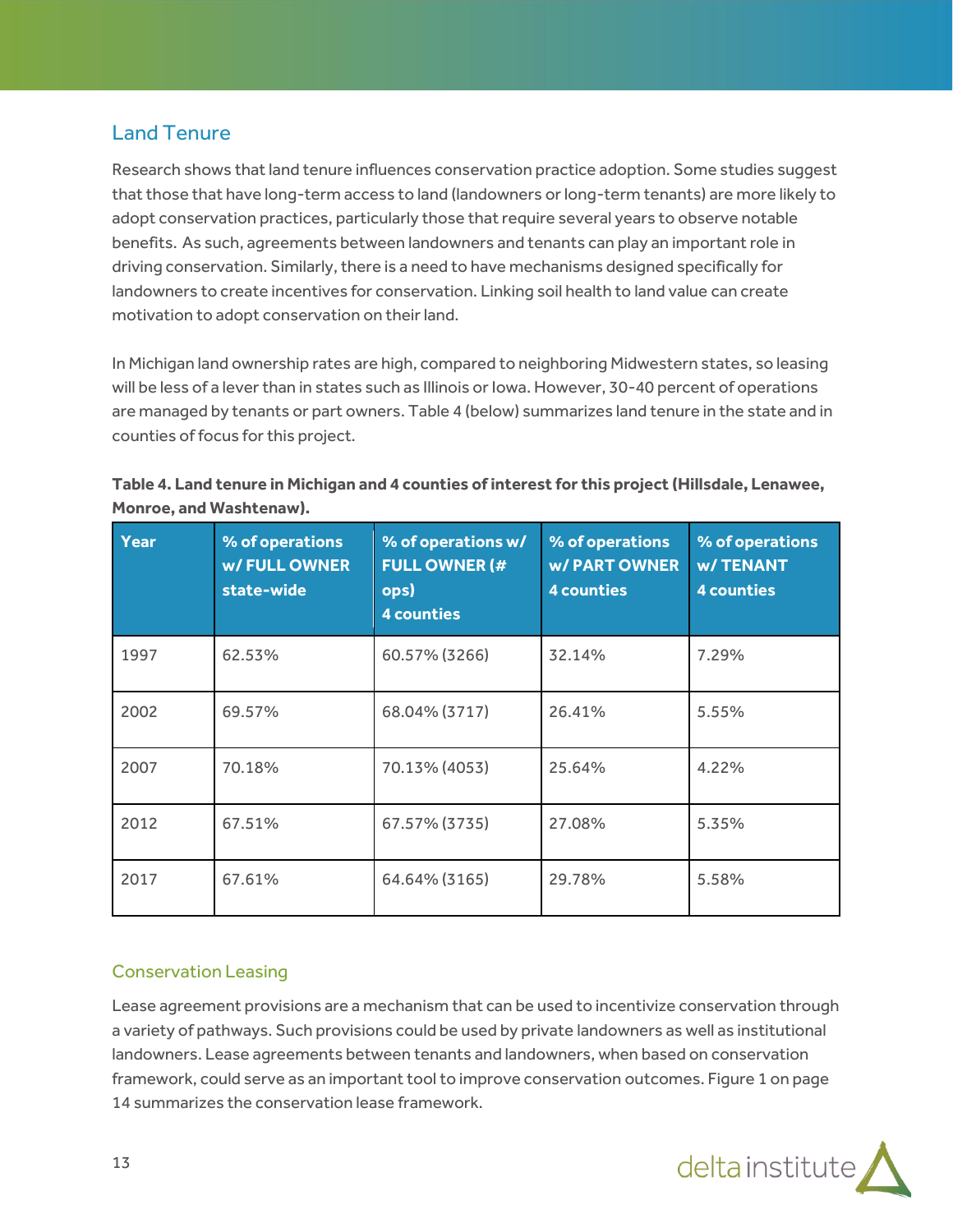## Land Tenure

Research shows that land tenure influences conservation practice adoption. Some studies suggest that those that have long-term access to land (landowners or long-term tenants) are more likely to adopt conservation practices, particularly those that require several years to observe notable benefits. As such, agreements between landowners and tenants can play an important role in driving conservation. Similarly, there is a need to have mechanisms designed specifically for landowners to create incentives for conservation. Linking soil health to land value can create motivation to adopt conservation on their land.

In Michigan land ownership rates are high, compared to neighboring Midwestern states, so leasing will be less of a lever than in states such as Illinois or Iowa. However, 30-40 percent of operations are managed by tenants or part owners. Table 4 (below) summarizes land tenure in the state and in counties of focus for this project.

**Table 4. Land tenure in Michigan and 4 counties of interest for this project (Hillsdale, Lenawee, Monroe, and Washtenaw).**

| Year | % of operations w/ FULL OWNER state-wide | % of operations w/ FULL OWNER (# ops) 4 counties | % of operations w/ PART OWNER 4 counties | % of operations w/ TENANT 4 counties |
|---|---|---|---|---|
| 1997 | 62.53% | 60.57% (3266) | 32.14% | 7.29% |
| 2002 | 69.57% | 68.04% (3717) | 26.41% | 5.55% |
| 2007 | 70.18% | 70.13% (4053) | 25.64% | 4.22% |
| 2012 | 67.51% | 67.57% (3735) | 27.08% | 5.35% |
| 2017 | 67.61% | 64.64% (3165) | 29.78% | 5.58% |

### Conservation Leasing

Lease agreement provisions are a mechanism that can be used to incentivize conservation through a variety of pathways. Such provisions could be used by private landowners as well as institutional landowners. Lease agreements between tenants and landowners, when based on conservation framework, could serve as an important tool to improve conservation outcomes. Figure 1 on page 14 summarizes the conservation lease framework.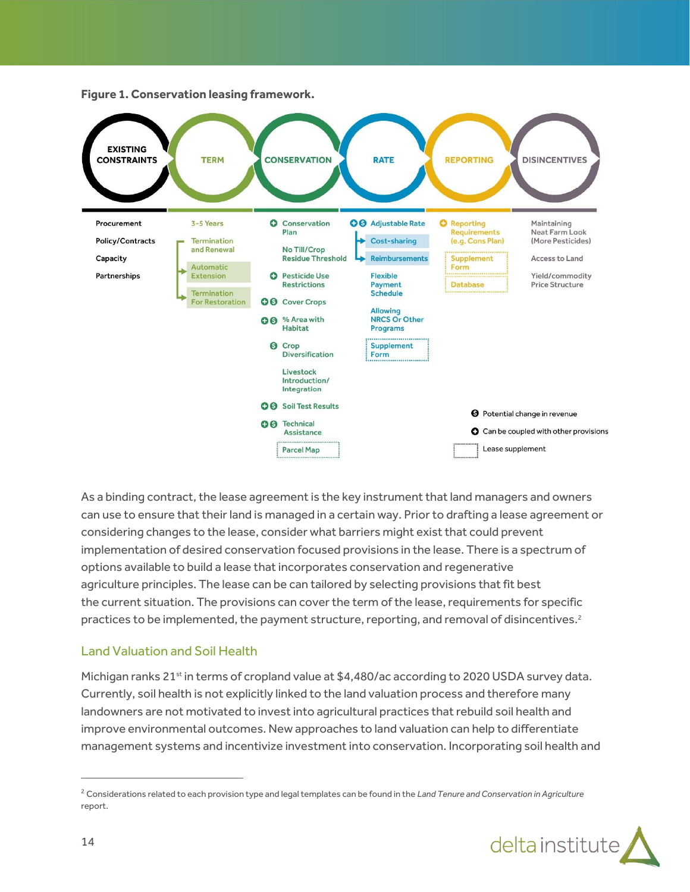**Figure 1. Conservation leasing framework.**

| EXISTING CONSTRAINTS | TERM | CONSERVATION | RATE | REPORTING | DISINCENTIVES |
|---|---|---|---|---|---|
| Procurement | 3-5 Years | ⊕ Conservation Plan | ⊕ $ Adjustable Rate | ⊕ Reporting Requirements (e.g. Cons Plan) | Maintaining Neat Farm Look (More Pesticides) |
| Policy/Contracts | Termination and Renewal | No Till/Crop Residue Threshold | Cost-sharing | Supplement Form | Access to Land |
| Capacity | Automatic Extension | ⊕ Pesticide Use Restrictions | Reimbursements | Database | Yield/commodity Price Structure |
| Partnerships | Termination For Restoration | ⊕ $ Cover Crops | Flexible Payment Schedule | | |
| | | ⊕ $ % Area with Habitat | Allowing NRCS Or Other Programs | | |
| | | $ Crop Diversification | Supplement Form | | |
| | | Livestock Introduction/ Integration | | | |
| | | ⊕ $ Soil Test Results | | | |
| | | ⊕ $ Technical Assistance | | | |
| | | Parcel Map | | | |

$ Potential change in revenue

⊕ Can be coupled with other provisions

[dotted box] Lease supplement

As a binding contract, the lease agreement is the key instrument that land managers and owners can use to ensure that their land is managed in a certain way. Prior to drafting a lease agreement or considering changes to the lease, consider what barriers might exist that could prevent implementation of desired conservation focused provisions in the lease. There is a spectrum of options available to build a lease that incorporates conservation and regenerative agriculture principles. The lease can be can tailored by selecting provisions that fit best the current situation. The provisions can cover the term of the lease, requirements for specific practices to be implemented, the payment structure, reporting, and removal of disincentives.[2]

## Land Valuation and Soil Health

Michigan ranks 21st in terms of cropland value at $4,480/ac according to 2020 USDA survey data. Currently, soil health is not explicitly linked to the land valuation process and therefore many landowners are not motivated to invest into agricultural practices that rebuild soil health and improve environmental outcomes. New approaches to land valuation can help to differentiate management systems and incentivize investment into conservation. Incorporating soil health and

[2] Considerations related to each provision type and legal templates can be found in the *Land Tenure and Conservation in Agriculture* report.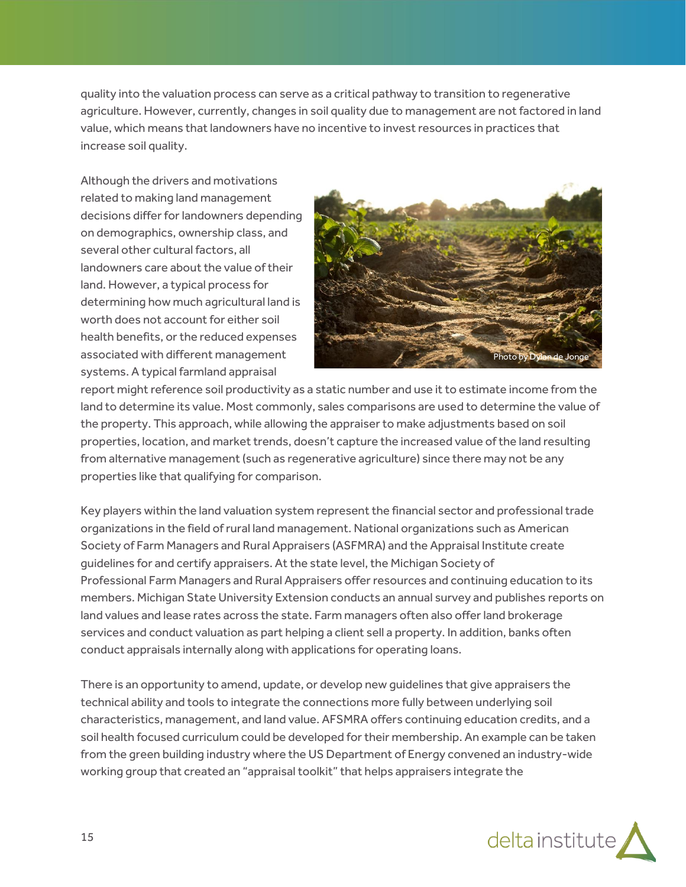quality into the valuation process can serve as a critical pathway to transition to regenerative agriculture. However, currently, changes in soil quality due to management are not factored in land value, which means that landowners have no incentive to invest resources in practices that increase soil quality.

Although the drivers and motivations related to making land management decisions differ for landowners depending on demographics, ownership class, and several other cultural factors, all landowners care about the value of their land. However, a typical process for determining how much agricultural land is worth does not account for either soil health benefits, or the reduced expenses associated with different management systems. A typical farmland appraisal report might reference soil productivity as a static number and use it to estimate income from the land to determine its value. Most commonly, sales comparisons are used to determine the value of the property. This approach, while allowing the appraiser to make adjustments based on soil properties, location, and market trends, doesn't capture the increased value of the land resulting from alternative management (such as regenerative agriculture) since there may not be any properties like that qualifying for comparison.

Photo by Dylan de Jonge

Key players within the land valuation system represent the financial sector and professional trade organizations in the field of rural land management. National organizations such as American Society of Farm Managers and Rural Appraisers (ASFMRA) and the Appraisal Institute create guidelines for and certify appraisers. At the state level, the Michigan Society of Professional Farm Managers and Rural Appraisers offer resources and continuing education to its members. Michigan State University Extension conducts an annual survey and publishes reports on land values and lease rates across the state. Farm managers often also offer land brokerage services and conduct valuation as part helping a client sell a property. In addition, banks often conduct appraisals internally along with applications for operating loans.

There is an opportunity to amend, update, or develop new guidelines that give appraisers the technical ability and tools to integrate the connections more fully between underlying soil characteristics, management, and land value. AFSMRA offers continuing education credits, and a soil health focused curriculum could be developed for their membership. An example can be taken from the green building industry where the US Department of Energy convened an industry-wide working group that created an "appraisal toolkit" that helps appraisers integrate the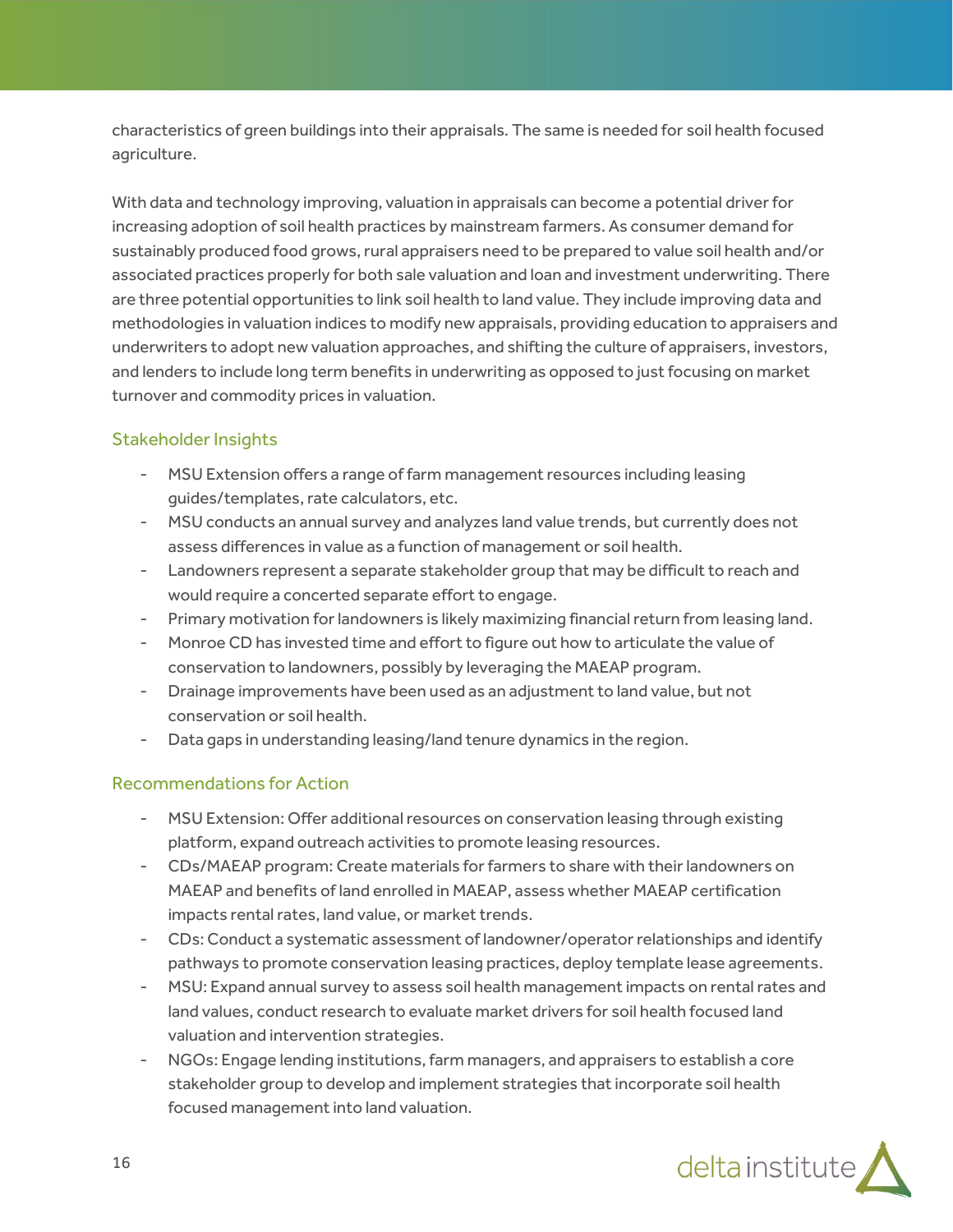characteristics of green buildings into their appraisals. The same is needed for soil health focused agriculture.

With data and technology improving, valuation in appraisals can become a potential driver for increasing adoption of soil health practices by mainstream farmers. As consumer demand for sustainably produced food grows, rural appraisers need to be prepared to value soil health and/or associated practices properly for both sale valuation and loan and investment underwriting. There are three potential opportunities to link soil health to land value. They include improving data and methodologies in valuation indices to modify new appraisals, providing education to appraisers and underwriters to adopt new valuation approaches, and shifting the culture of appraisers, investors, and lenders to include long term benefits in underwriting as opposed to just focusing on market turnover and commodity prices in valuation.

### Stakeholder Insights

- MSU Extension offers a range of farm management resources including leasing guides/templates, rate calculators, etc.
- MSU conducts an annual survey and analyzes land value trends, but currently does not assess differences in value as a function of management or soil health.
- Landowners represent a separate stakeholder group that may be difficult to reach and would require a concerted separate effort to engage.
- Primary motivation for landowners is likely maximizing financial return from leasing land.
- Monroe CD has invested time and effort to figure out how to articulate the value of conservation to landowners, possibly by leveraging the MAEAP program.
- Drainage improvements have been used as an adjustment to land value, but not conservation or soil health.
- Data gaps in understanding leasing/land tenure dynamics in the region.

### Recommendations for Action

- MSU Extension: Offer additional resources on conservation leasing through existing platform, expand outreach activities to promote leasing resources.
- CDs/MAEAP program: Create materials for farmers to share with their landowners on MAEAP and benefits of land enrolled in MAEAP, assess whether MAEAP certification impacts rental rates, land value, or market trends.
- CDs: Conduct a systematic assessment of landowner/operator relationships and identify pathways to promote conservation leasing practices, deploy template lease agreements.
- MSU: Expand annual survey to assess soil health management impacts on rental rates and land values, conduct research to evaluate market drivers for soil health focused land valuation and intervention strategies.
- NGOs: Engage lending institutions, farm managers, and appraisers to establish a core stakeholder group to develop and implement strategies that incorporate soil health focused management into land valuation.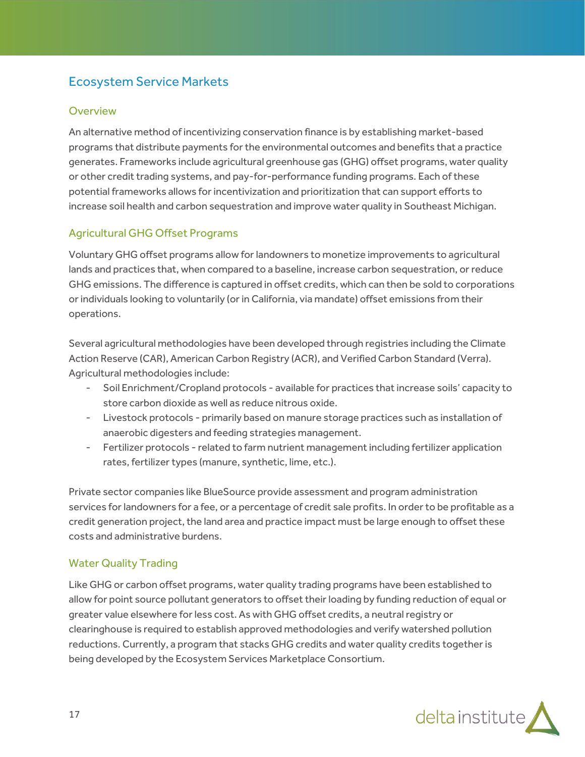# Ecosystem Service Markets

## Overview

An alternative method of incentivizing conservation finance is by establishing market-based programs that distribute payments for the environmental outcomes and benefits that a practice generates. Frameworks include agricultural greenhouse gas (GHG) offset programs, water quality or other credit trading systems, and pay-for-performance funding programs. Each of these potential frameworks allows for incentivization and prioritization that can support efforts to increase soil health and carbon sequestration and improve water quality in Southeast Michigan.

## Agricultural GHG Offset Programs

Voluntary GHG offset programs allow for landowners to monetize improvements to agricultural lands and practices that, when compared to a baseline, increase carbon sequestration, or reduce GHG emissions. The difference is captured in offset credits, which can then be sold to corporations or individuals looking to voluntarily (or in California, via mandate) offset emissions from their operations.

Several agricultural methodologies have been developed through registries including the Climate Action Reserve (CAR), American Carbon Registry (ACR), and Verified Carbon Standard (Verra). Agricultural methodologies include:

- Soil Enrichment/Cropland protocols - available for practices that increase soils' capacity to store carbon dioxide as well as reduce nitrous oxide.
- Livestock protocols - primarily based on manure storage practices such as installation of anaerobic digesters and feeding strategies management.
- Fertilizer protocols - related to farm nutrient management including fertilizer application rates, fertilizer types (manure, synthetic, lime, etc.).

Private sector companies like BlueSource provide assessment and program administration services for landowners for a fee, or a percentage of credit sale profits. In order to be profitable as a credit generation project, the land area and practice impact must be large enough to offset these costs and administrative burdens.

## Water Quality Trading

Like GHG or carbon offset programs, water quality trading programs have been established to allow for point source pollutant generators to offset their loading by funding reduction of equal or greater value elsewhere for less cost. As with GHG offset credits, a neutral registry or clearinghouse is required to establish approved methodologies and verify watershed pollution reductions. Currently, a program that stacks GHG credits and water quality credits together is being developed by the Ecosystem Services Marketplace Consortium.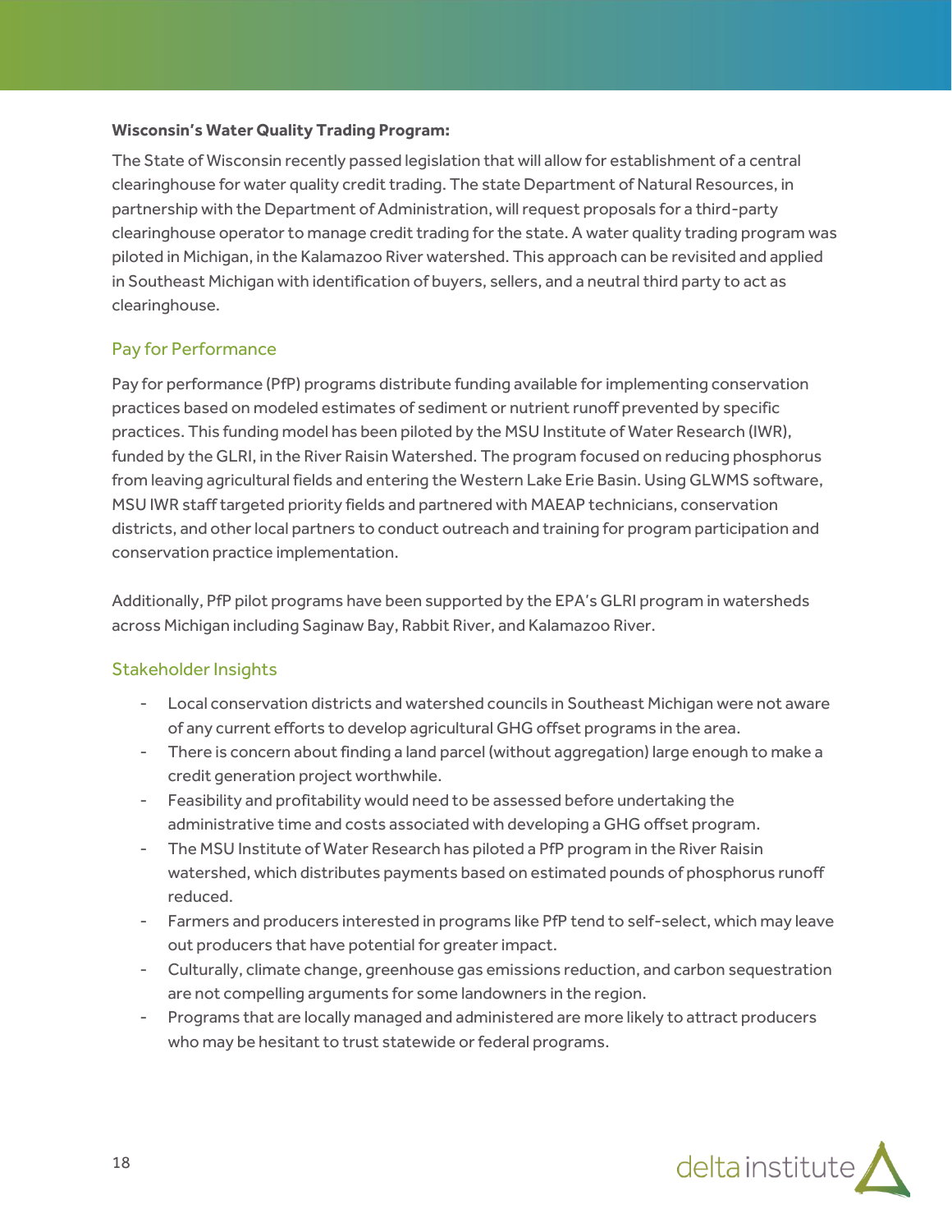**Wisconsin's Water Quality Trading Program:**

The State of Wisconsin recently passed legislation that will allow for establishment of a central clearinghouse for water quality credit trading. The state Department of Natural Resources, in partnership with the Department of Administration, will request proposals for a third-party clearinghouse operator to manage credit trading for the state. A water quality trading program was piloted in Michigan, in the Kalamazoo River watershed. This approach can be revisited and applied in Southeast Michigan with identification of buyers, sellers, and a neutral third party to act as clearinghouse.

### Pay for Performance

Pay for performance (PfP) programs distribute funding available for implementing conservation practices based on modeled estimates of sediment or nutrient runoff prevented by specific practices. This funding model has been piloted by the MSU Institute of Water Research (IWR), funded by the GLRI, in the River Raisin Watershed. The program focused on reducing phosphorus from leaving agricultural fields and entering the Western Lake Erie Basin. Using GLWMS software, MSU IWR staff targeted priority fields and partnered with MAEAP technicians, conservation districts, and other local partners to conduct outreach and training for program participation and conservation practice implementation.

Additionally, PfP pilot programs have been supported by the EPA's GLRI program in watersheds across Michigan including Saginaw Bay, Rabbit River, and Kalamazoo River.

### Stakeholder Insights

- Local conservation districts and watershed councils in Southeast Michigan were not aware of any current efforts to develop agricultural GHG offset programs in the area.
- There is concern about finding a land parcel (without aggregation) large enough to make a credit generation project worthwhile.
- Feasibility and profitability would need to be assessed before undertaking the administrative time and costs associated with developing a GHG offset program.
- The MSU Institute of Water Research has piloted a PfP program in the River Raisin watershed, which distributes payments based on estimated pounds of phosphorus runoff reduced.
- Farmers and producers interested in programs like PfP tend to self-select, which may leave out producers that have potential for greater impact.
- Culturally, climate change, greenhouse gas emissions reduction, and carbon sequestration are not compelling arguments for some landowners in the region.
- Programs that are locally managed and administered are more likely to attract producers who may be hesitant to trust statewide or federal programs.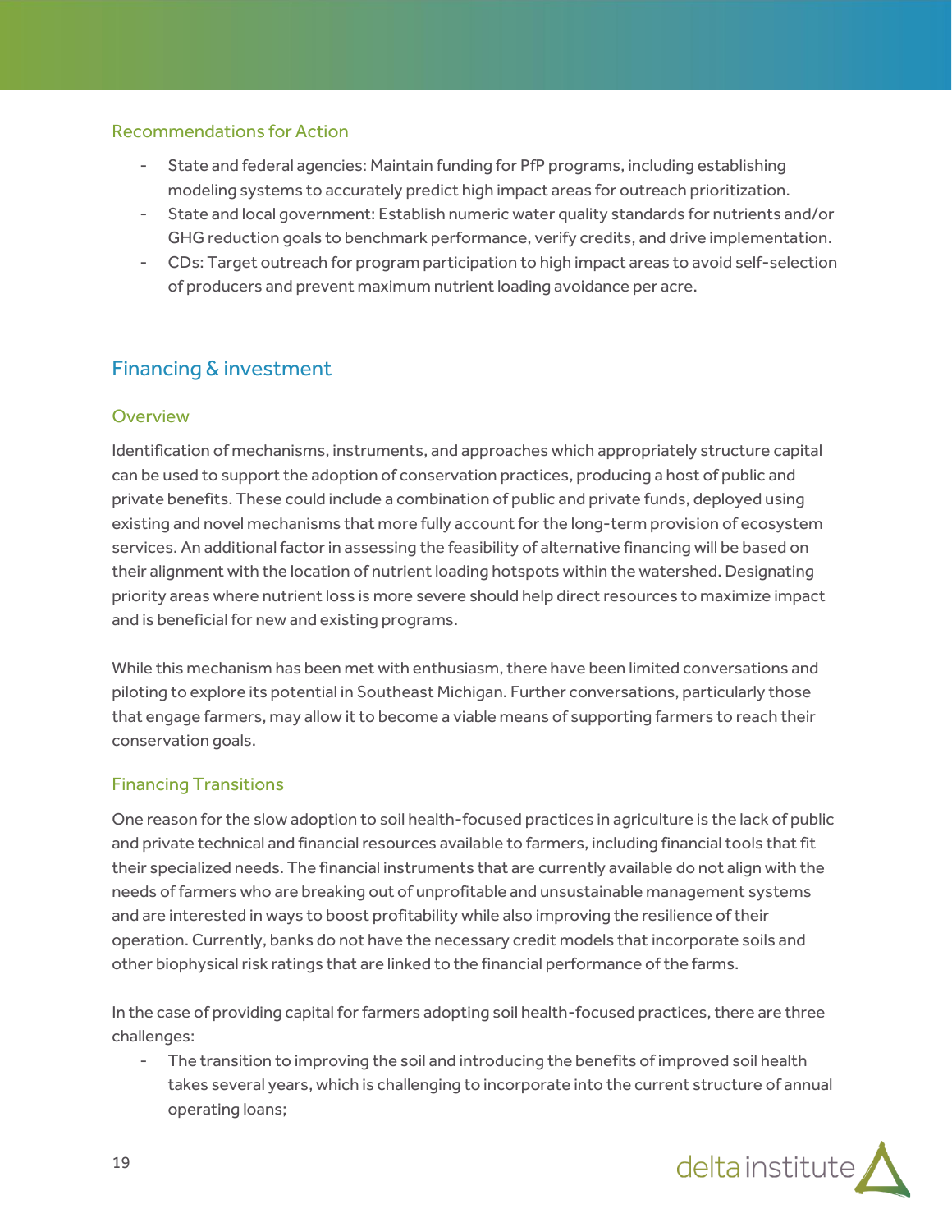### Recommendations for Action

- State and federal agencies: Maintain funding for PfP programs, including establishing modeling systems to accurately predict high impact areas for outreach prioritization.
- State and local government: Establish numeric water quality standards for nutrients and/or GHG reduction goals to benchmark performance, verify credits, and drive implementation.
- CDs: Target outreach for program participation to high impact areas to avoid self-selection of producers and prevent maximum nutrient loading avoidance per acre.

## Financing & investment

### Overview

Identification of mechanisms, instruments, and approaches which appropriately structure capital can be used to support the adoption of conservation practices, producing a host of public and private benefits. These could include a combination of public and private funds, deployed using existing and novel mechanisms that more fully account for the long-term provision of ecosystem services. An additional factor in assessing the feasibility of alternative financing will be based on their alignment with the location of nutrient loading hotspots within the watershed. Designating priority areas where nutrient loss is more severe should help direct resources to maximize impact and is beneficial for new and existing programs.

While this mechanism has been met with enthusiasm, there have been limited conversations and piloting to explore its potential in Southeast Michigan. Further conversations, particularly those that engage farmers, may allow it to become a viable means of supporting farmers to reach their conservation goals.

### Financing Transitions

One reason for the slow adoption to soil health-focused practices in agriculture is the lack of public and private technical and financial resources available to farmers, including financial tools that fit their specialized needs. The financial instruments that are currently available do not align with the needs of farmers who are breaking out of unprofitable and unsustainable management systems and are interested in ways to boost profitability while also improving the resilience of their operation. Currently, banks do not have the necessary credit models that incorporate soils and other biophysical risk ratings that are linked to the financial performance of the farms.

In the case of providing capital for farmers adopting soil health-focused practices, there are three challenges:

- The transition to improving the soil and introducing the benefits of improved soil health takes several years, which is challenging to incorporate into the current structure of annual operating loans;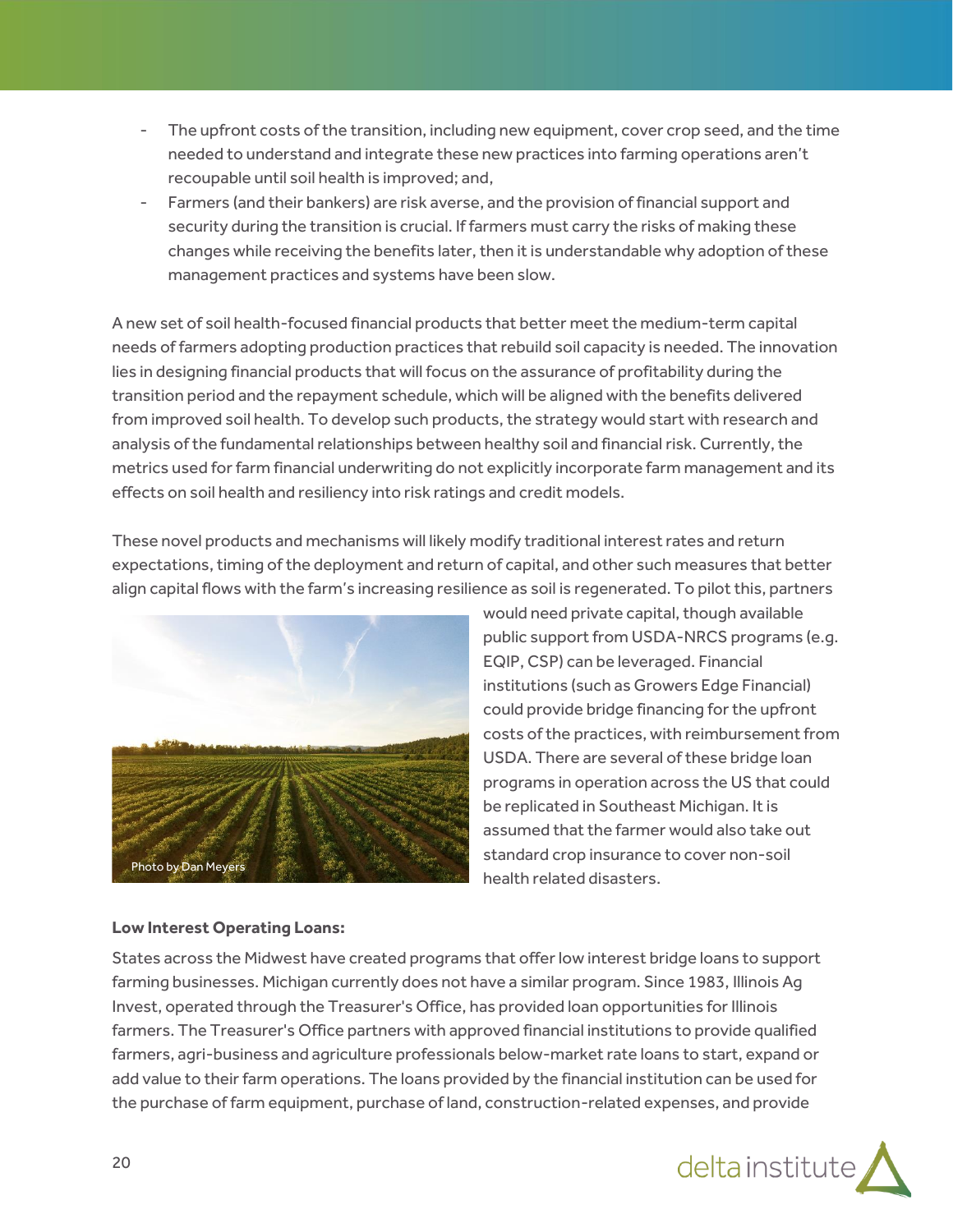- The upfront costs of the transition, including new equipment, cover crop seed, and the time needed to understand and integrate these new practices into farming operations aren't recoupable until soil health is improved; and,
- Farmers (and their bankers) are risk averse, and the provision of financial support and security during the transition is crucial. If farmers must carry the risks of making these changes while receiving the benefits later, then it is understandable why adoption of these management practices and systems have been slow.

A new set of soil health-focused financial products that better meet the medium-term capital needs of farmers adopting production practices that rebuild soil capacity is needed. The innovation lies in designing financial products that will focus on the assurance of profitability during the transition period and the repayment schedule, which will be aligned with the benefits delivered from improved soil health. To develop such products, the strategy would start with research and analysis of the fundamental relationships between healthy soil and financial risk. Currently, the metrics used for farm financial underwriting do not explicitly incorporate farm management and its effects on soil health and resiliency into risk ratings and credit models.

These novel products and mechanisms will likely modify traditional interest rates and return expectations, timing of the deployment and return of capital, and other such measures that better align capital flows with the farm's increasing resilience as soil is regenerated. To pilot this, partners would need private capital, though available public support from USDA-NRCS programs (e.g. EQIP, CSP) can be leveraged. Financial institutions (such as Growers Edge Financial) could provide bridge financing for the upfront costs of the practices, with reimbursement from USDA. There are several of these bridge loan programs in operation across the US that could be replicated in Southeast Michigan. It is assumed that the farmer would also take out standard crop insurance to cover non-soil health related disasters.

Photo by Dan Meyers

**Low Interest Operating Loans:**

States across the Midwest have created programs that offer low interest bridge loans to support farming businesses. Michigan currently does not have a similar program. Since 1983, Illinois Ag Invest, operated through the Treasurer's Office, has provided loan opportunities for Illinois farmers. The Treasurer's Office partners with approved financial institutions to provide qualified farmers, agri-business and agriculture professionals below-market rate loans to start, expand or add value to their farm operations. The loans provided by the financial institution can be used for the purchase of farm equipment, purchase of land, construction-related expenses, and provide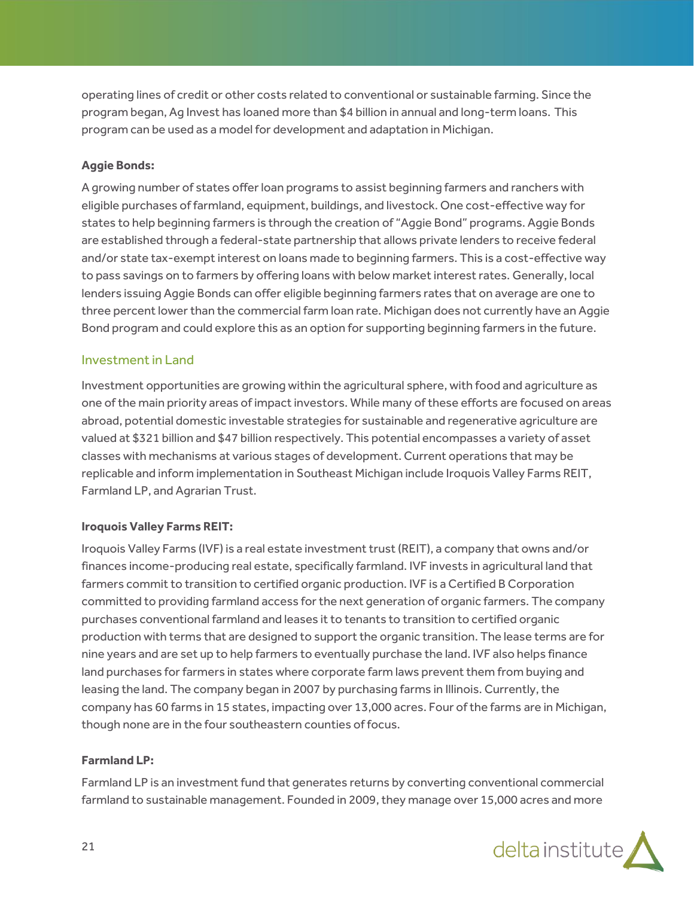operating lines of credit or other costs related to conventional or sustainable farming. Since the program began, Ag Invest has loaned more than $4 billion in annual and long-term loans.  This program can be used as a model for development and adaptation in Michigan.

**Aggie Bonds:**

A growing number of states offer loan programs to assist beginning farmers and ranchers with eligible purchases of farmland, equipment, buildings, and livestock. One cost-effective way for states to help beginning farmers is through the creation of "Aggie Bond" programs. Aggie Bonds are established through a federal-state partnership that allows private lenders to receive federal and/or state tax-exempt interest on loans made to beginning farmers. This is a cost-effective way to pass savings on to farmers by offering loans with below market interest rates. Generally, local lenders issuing Aggie Bonds can offer eligible beginning farmers rates that on average are one to three percent lower than the commercial farm loan rate. Michigan does not currently have an Aggie Bond program and could explore this as an option for supporting beginning farmers in the future.

## Investment in Land

Investment opportunities are growing within the agricultural sphere, with food and agriculture as one of the main priority areas of impact investors. While many of these efforts are focused on areas abroad, potential domestic investable strategies for sustainable and regenerative agriculture are valued at $321 billion and $47 billion respectively. This potential encompasses a variety of asset classes with mechanisms at various stages of development. Current operations that may be replicable and inform implementation in Southeast Michigan include Iroquois Valley Farms REIT, Farmland LP, and Agrarian Trust.

**Iroquois Valley Farms REIT:**

Iroquois Valley Farms (IVF) is a real estate investment trust (REIT), a company that owns and/or finances income-producing real estate, specifically farmland. IVF invests in agricultural land that farmers commit to transition to certified organic production. IVF is a Certified B Corporation committed to providing farmland access for the next generation of organic farmers. The company purchases conventional farmland and leases it to tenants to transition to certified organic production with terms that are designed to support the organic transition. The lease terms are for nine years and are set up to help farmers to eventually purchase the land. IVF also helps finance land purchases for farmers in states where corporate farm laws prevent them from buying and leasing the land. The company began in 2007 by purchasing farms in Illinois. Currently, the company has 60 farms in 15 states, impacting over 13,000 acres. Four of the farms are in Michigan, though none are in the four southeastern counties of focus.

**Farmland LP:**

Farmland LP is an investment fund that generates returns by converting conventional commercial farmland to sustainable management. Founded in 2009, they manage over 15,000 acres and more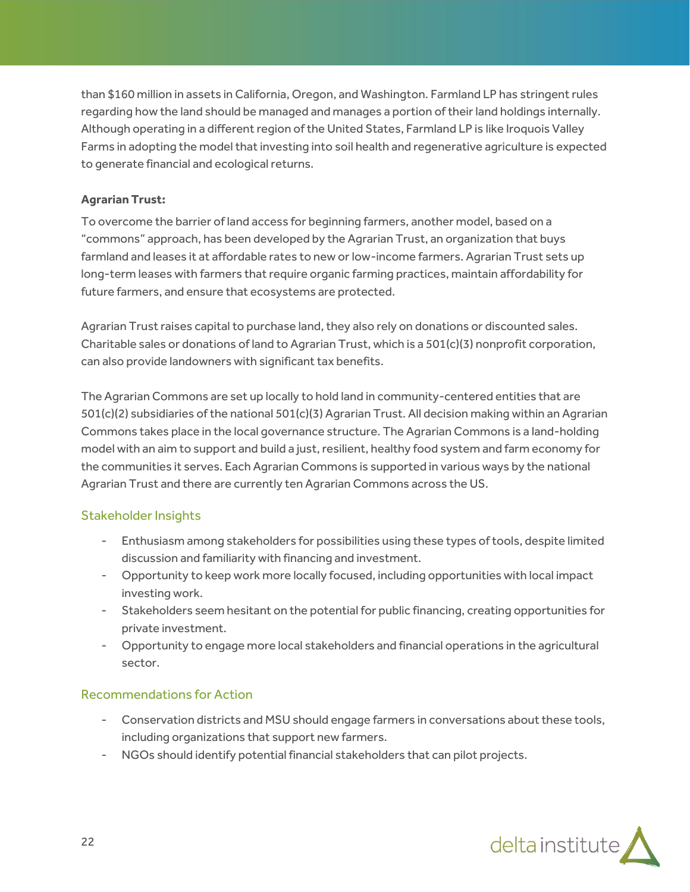than $160 million in assets in California, Oregon, and Washington. Farmland LP has stringent rules regarding how the land should be managed and manages a portion of their land holdings internally. Although operating in a different region of the United States, Farmland LP is like Iroquois Valley Farms in adopting the model that investing into soil health and regenerative agriculture is expected to generate financial and ecological returns.

**Agrarian Trust:**

To overcome the barrier of land access for beginning farmers, another model, based on a "commons" approach, has been developed by the Agrarian Trust, an organization that buys farmland and leases it at affordable rates to new or low-income farmers. Agrarian Trust sets up long-term leases with farmers that require organic farming practices, maintain affordability for future farmers, and ensure that ecosystems are protected.

Agrarian Trust raises capital to purchase land, they also rely on donations or discounted sales. Charitable sales or donations of land to Agrarian Trust, which is a 501(c)(3) nonprofit corporation, can also provide landowners with significant tax benefits.

The Agrarian Commons are set up locally to hold land in community-centered entities that are 501(c)(2) subsidiaries of the national 501(c)(3) Agrarian Trust. All decision making within an Agrarian Commons takes place in the local governance structure. The Agrarian Commons is a land-holding model with an aim to support and build a just, resilient, healthy food system and farm economy for the communities it serves. Each Agrarian Commons is supported in various ways by the national Agrarian Trust and there are currently ten Agrarian Commons across the US.

### Stakeholder Insights

- Enthusiasm among stakeholders for possibilities using these types of tools, despite limited discussion and familiarity with financing and investment.
- Opportunity to keep work more locally focused, including opportunities with local impact investing work.
- Stakeholders seem hesitant on the potential for public financing, creating opportunities for private investment.
- Opportunity to engage more local stakeholders and financial operations in the agricultural sector.

### Recommendations for Action

- Conservation districts and MSU should engage farmers in conversations about these tools, including organizations that support new farmers.
- NGOs should identify potential financial stakeholders that can pilot projects.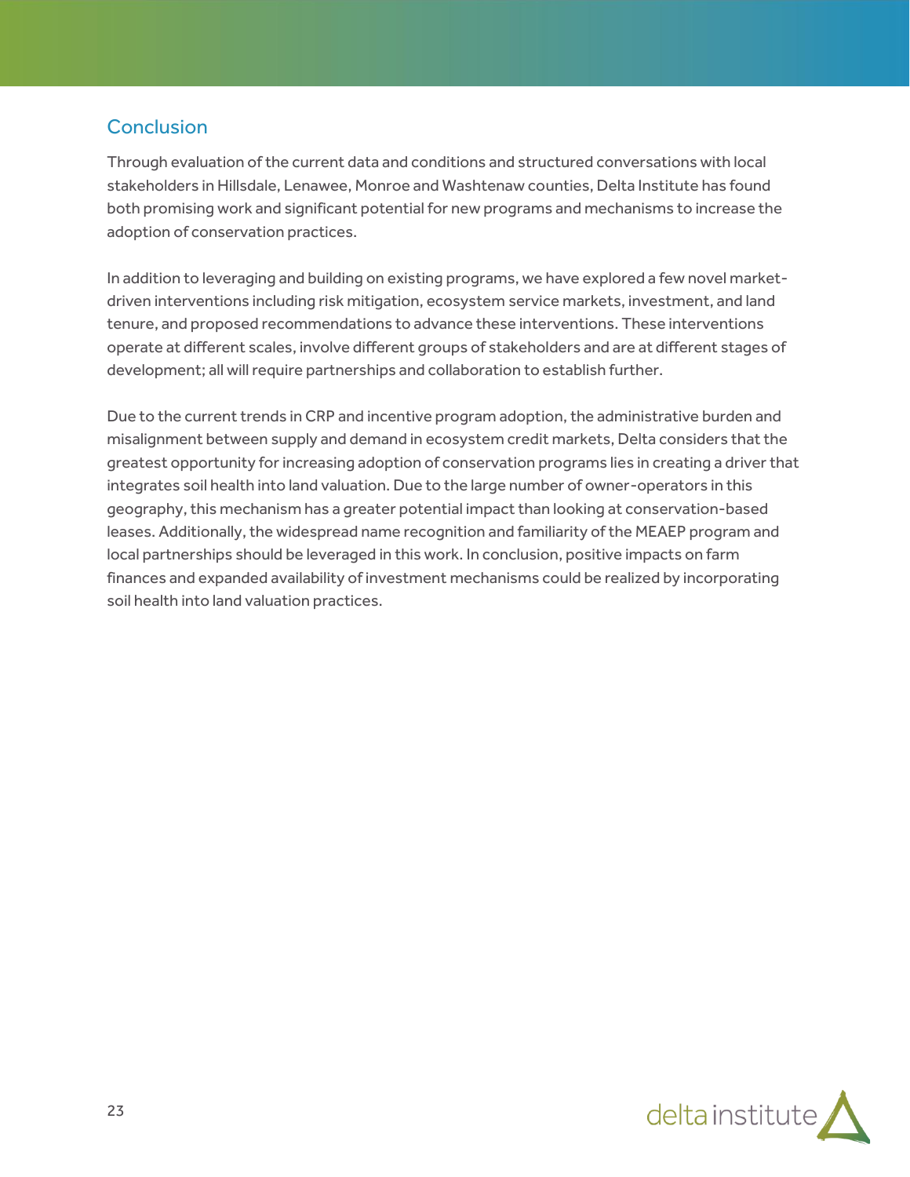## Conclusion

Through evaluation of the current data and conditions and structured conversations with local stakeholders in Hillsdale, Lenawee, Monroe and Washtenaw counties, Delta Institute has found both promising work and significant potential for new programs and mechanisms to increase the adoption of conservation practices.

In addition to leveraging and building on existing programs, we have explored a few novel market-driven interventions including risk mitigation, ecosystem service markets, investment, and land tenure, and proposed recommendations to advance these interventions. These interventions operate at different scales, involve different groups of stakeholders and are at different stages of development; all will require partnerships and collaboration to establish further.

Due to the current trends in CRP and incentive program adoption, the administrative burden and misalignment between supply and demand in ecosystem credit markets, Delta considers that the greatest opportunity for increasing adoption of conservation programs lies in creating a driver that integrates soil health into land valuation. Due to the large number of owner-operators in this geography, this mechanism has a greater potential impact than looking at conservation-based leases. Additionally, the widespread name recognition and familiarity of the MEAEP program and local partnerships should be leveraged in this work. In conclusion, positive impacts on farm finances and expanded availability of investment mechanisms could be realized by incorporating soil health into land valuation practices.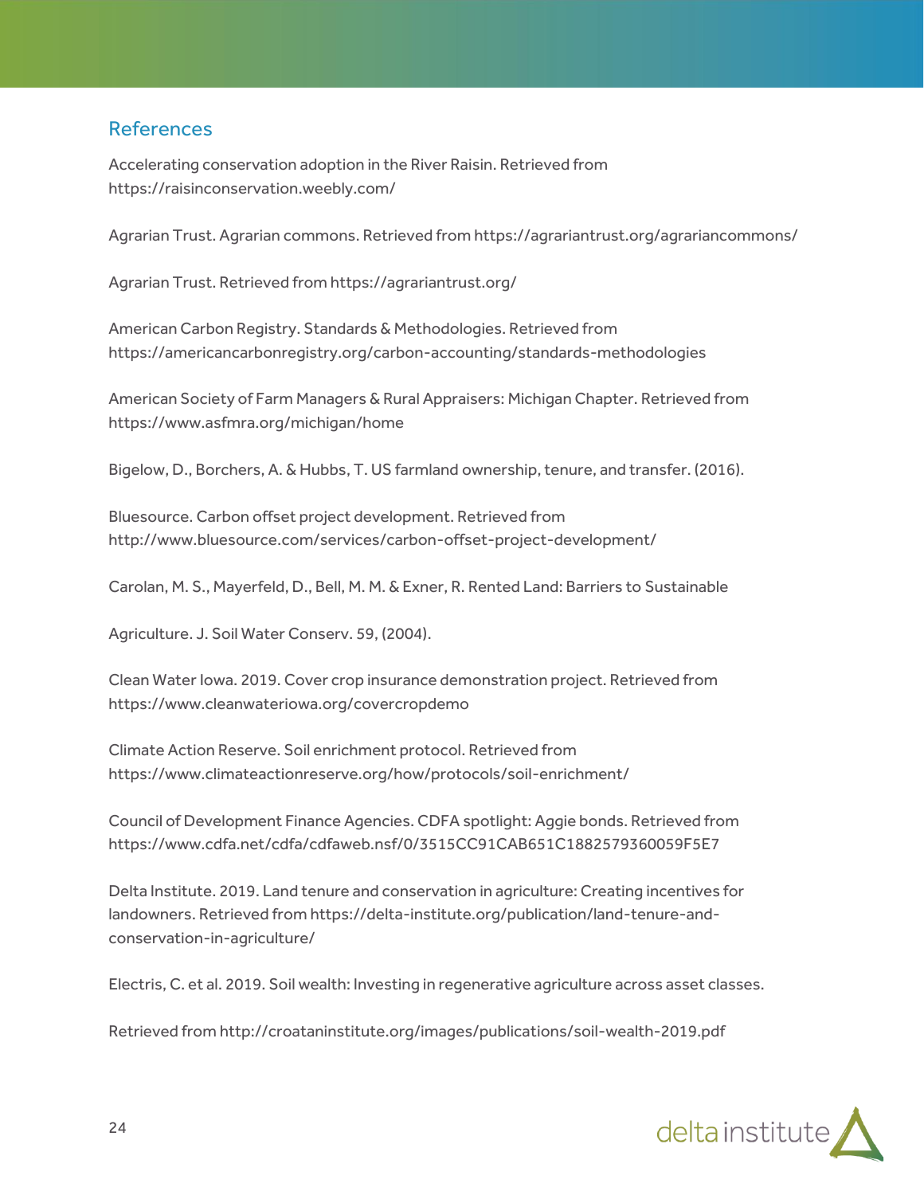## References

Accelerating conservation adoption in the River Raisin. Retrieved from https://raisinconservation.weebly.com/

Agrarian Trust. Agrarian commons. Retrieved from https://agrariantrust.org/agrariancommons/

Agrarian Trust. Retrieved from https://agrariantrust.org/

American Carbon Registry. Standards & Methodologies. Retrieved from https://americancarbonregistry.org/carbon-accounting/standards-methodologies

American Society of Farm Managers & Rural Appraisers: Michigan Chapter. Retrieved from https://www.asfmra.org/michigan/home

Bigelow, D., Borchers, A. & Hubbs, T. US farmland ownership, tenure, and transfer. (2016).

Bluesource. Carbon offset project development. Retrieved from http://www.bluesource.com/services/carbon-offset-project-development/

Carolan, M. S., Mayerfeld, D., Bell, M. M. & Exner, R. Rented Land: Barriers to Sustainable

Agriculture. J. Soil Water Conserv. 59, (2004).

Clean Water Iowa. 2019. Cover crop insurance demonstration project. Retrieved from https://www.cleanwateriowa.org/covercropdemo

Climate Action Reserve. Soil enrichment protocol. Retrieved from https://www.climateactionreserve.org/how/protocols/soil-enrichment/

Council of Development Finance Agencies. CDFA spotlight: Aggie bonds. Retrieved from https://www.cdfa.net/cdfa/cdfaweb.nsf/0/3515CC91CAB651C1882579360059F5E7

Delta Institute. 2019. Land tenure and conservation in agriculture: Creating incentives for landowners. Retrieved from https://delta-institute.org/publication/land-tenure-and-conservation-in-agriculture/

Electris, C. et al. 2019. Soil wealth: Investing in regenerative agriculture across asset classes.

Retrieved from http://croataninstitute.org/images/publications/soil-wealth-2019.pdf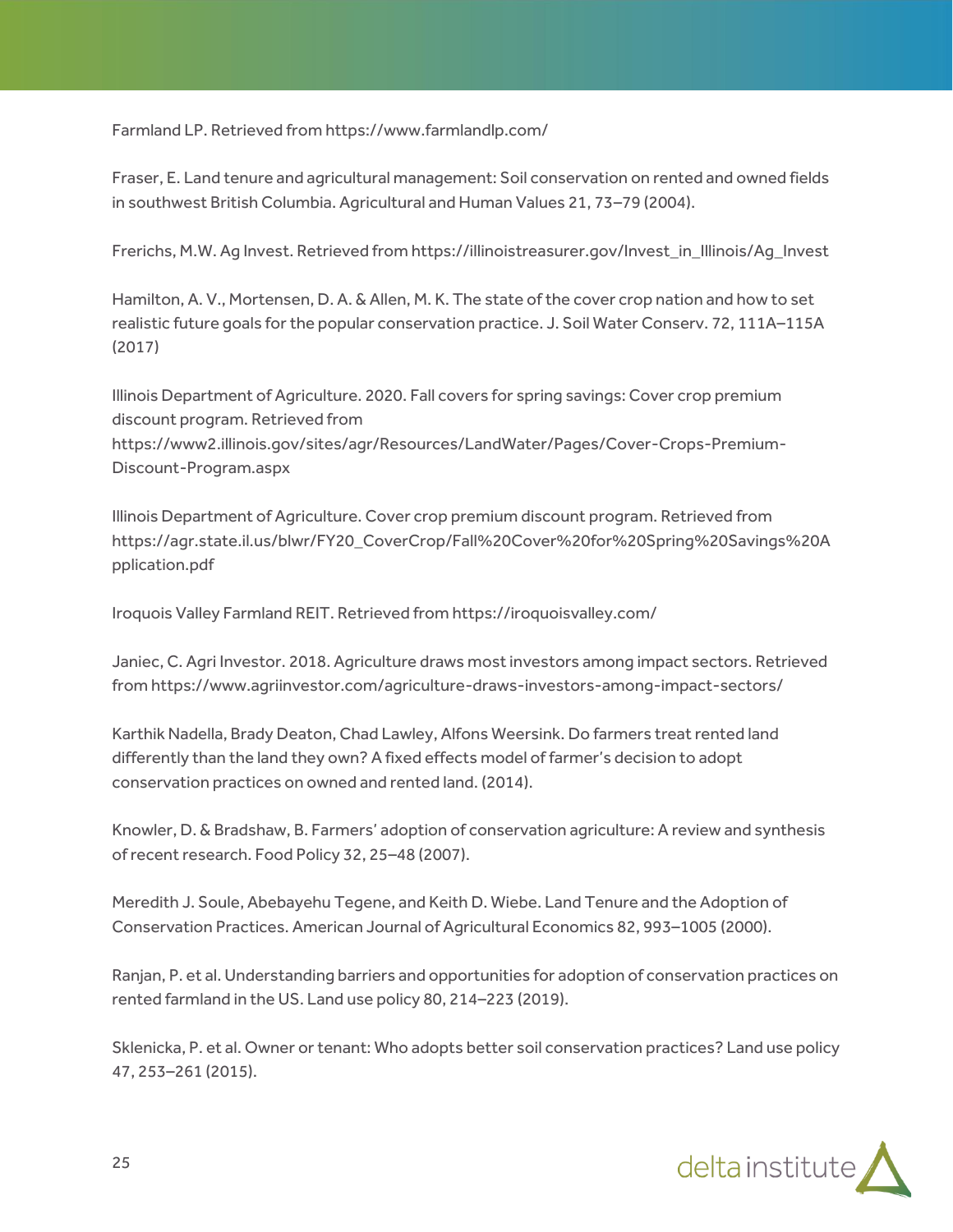Farmland LP. Retrieved from https://www.farmlandlp.com/

Fraser, E. Land tenure and agricultural management: Soil conservation on rented and owned fields in southwest British Columbia. Agricultural and Human Values 21, 73–79 (2004).

Frerichs, M.W. Ag Invest. Retrieved from https://illinoistreasurer.gov/Invest_in_Illinois/Ag_Invest

Hamilton, A. V., Mortensen, D. A. & Allen, M. K. The state of the cover crop nation and how to set realistic future goals for the popular conservation practice. J. Soil Water Conserv. 72, 111A–115A (2017)

Illinois Department of Agriculture. 2020. Fall covers for spring savings: Cover crop premium discount program. Retrieved from https://www2.illinois.gov/sites/agr/Resources/LandWater/Pages/Cover-Crops-Premium-Discount-Program.aspx

Illinois Department of Agriculture. Cover crop premium discount program. Retrieved from https://agr.state.il.us/blwr/FY20_CoverCrop/Fall%20Cover%20for%20Spring%20Savings%20Application.pdf

Iroquois Valley Farmland REIT. Retrieved from https://iroquoisvalley.com/

Janiec, C. Agri Investor. 2018. Agriculture draws most investors among impact sectors. Retrieved from https://www.agriinvestor.com/agriculture-draws-investors-among-impact-sectors/

Karthik Nadella, Brady Deaton, Chad Lawley, Alfons Weersink. Do farmers treat rented land differently than the land they own? A fixed effects model of farmer's decision to adopt conservation practices on owned and rented land. (2014).

Knowler, D. & Bradshaw, B. Farmers' adoption of conservation agriculture: A review and synthesis of recent research. Food Policy 32, 25–48 (2007).

Meredith J. Soule, Abebayehu Tegene, and Keith D. Wiebe. Land Tenure and the Adoption of Conservation Practices. American Journal of Agricultural Economics 82, 993–1005 (2000).

Ranjan, P. et al. Understanding barriers and opportunities for adoption of conservation practices on rented farmland in the US. Land use policy 80, 214–223 (2019).

Sklenicka, P. et al. Owner or tenant: Who adopts better soil conservation practices? Land use policy 47, 253–261 (2015).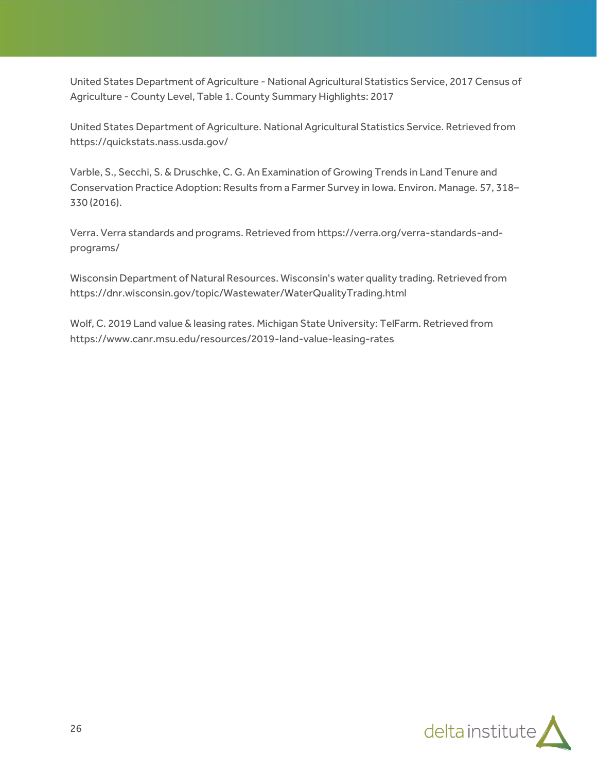United States Department of Agriculture - National Agricultural Statistics Service, 2017 Census of Agriculture - County Level, Table 1. County Summary Highlights: 2017

United States Department of Agriculture. National Agricultural Statistics Service. Retrieved from https://quickstats.nass.usda.gov/

Varble, S., Secchi, S. & Druschke, C. G. An Examination of Growing Trends in Land Tenure and Conservation Practice Adoption: Results from a Farmer Survey in Iowa. Environ. Manage. 57, 318–330 (2016).

Verra. Verra standards and programs. Retrieved from https://verra.org/verra-standards-and-programs/

Wisconsin Department of Natural Resources. Wisconsin's water quality trading. Retrieved from https://dnr.wisconsin.gov/topic/Wastewater/WaterQualityTrading.html

Wolf, C. 2019 Land value & leasing rates. Michigan State University: TelFarm. Retrieved from https://www.canr.msu.edu/resources/2019-land-value-leasing-rates